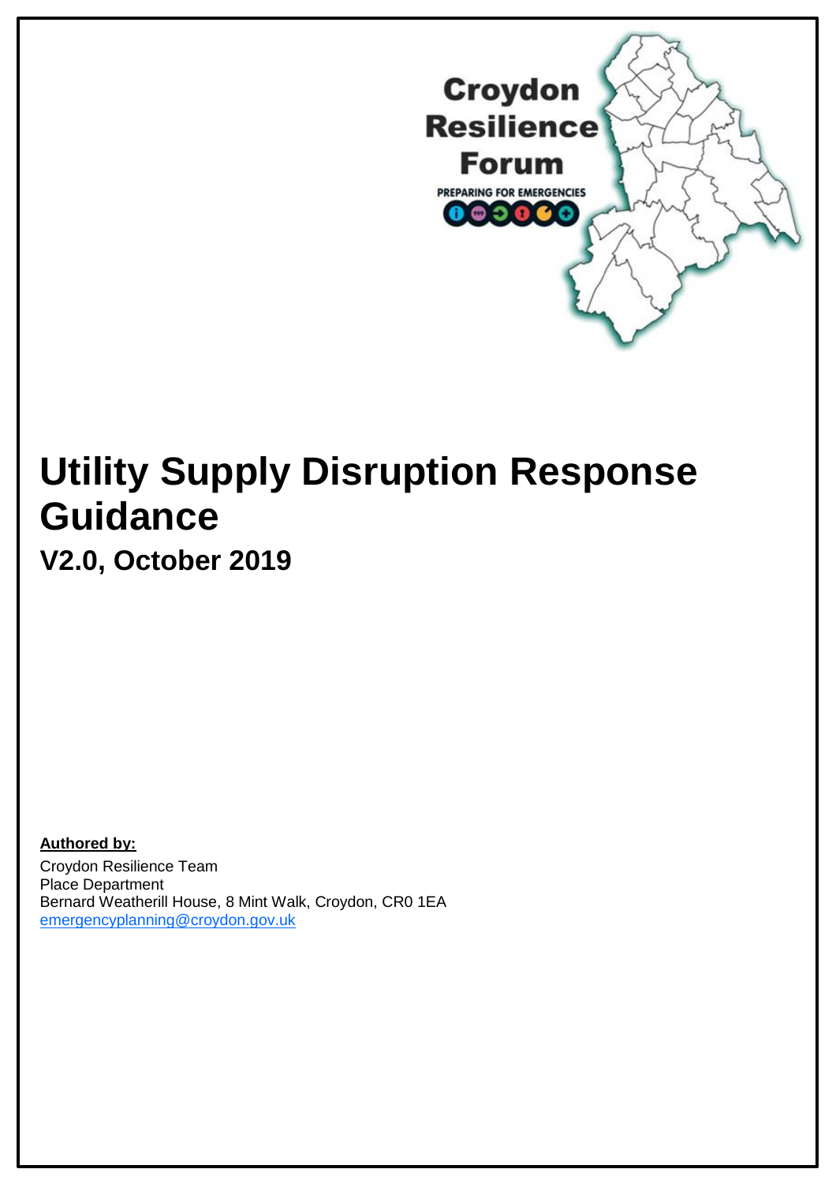Croydon Resilience Forum

PREPARING FOR EMERGENCIES

# Utility Supply Disruption Response Guidance

## V2.0, October 2019

**Authored by:**

Croydon Resilience Team
Place Department
Bernard Weatherill House, 8 Mint Walk, Croydon, CR0 1EA
emergencyplanning@croydon.gov.uk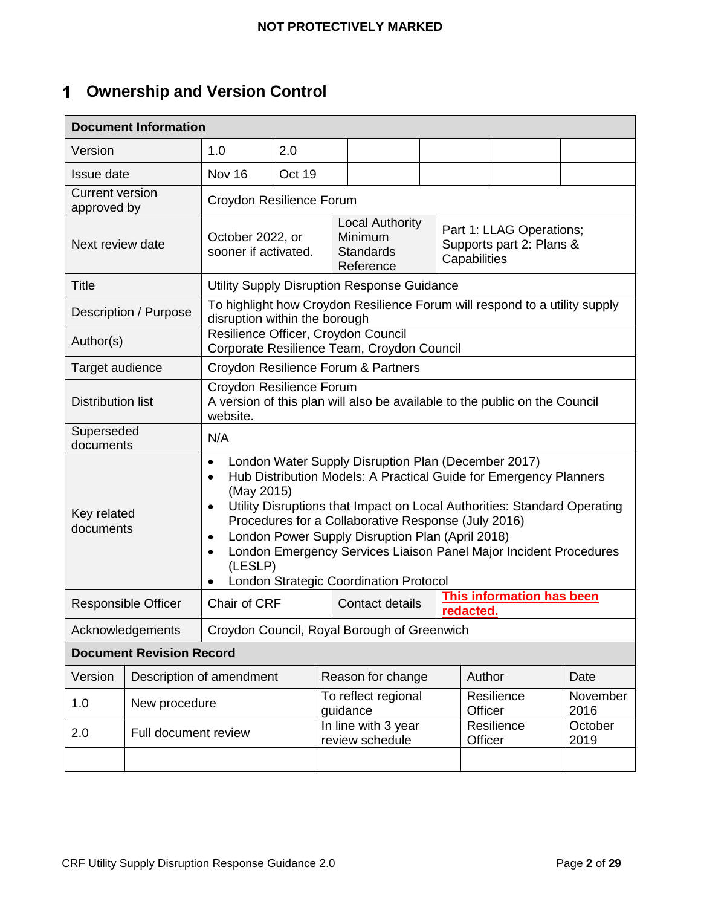# 1 Ownership and Version Control

| Document Information | | | | | | |
|---|---|---|---|---|---|---|
| Version | 1.0 | 2.0 | | | | |
| Issue date | Nov 16 | Oct 19 | | | | |
| Current version approved by | Croydon Resilience Forum | | | | | |
| Next review date | October 2022, or sooner if activated. | | Local Authority Minimum Standards Reference | Part 1: LLAG Operations; Supports part 2: Plans & Capabilities | | |
| Title | Utility Supply Disruption Response Guidance | | | | | |
| Description / Purpose | To highlight how Croydon Resilience Forum will respond to a utility supply disruption within the borough | | | | | |
| Author(s) | Resilience Officer, Croydon Council<br>Corporate Resilience Team, Croydon Council | | | | | |
| Target audience | Croydon Resilience Forum & Partners | | | | | |
| Distribution list | Croydon Resilience Forum<br>A version of this plan will also be available to the public on the Council website. | | | | | |
| Superseded documents | N/A | | | | | |
| Key related documents | • London Water Supply Disruption Plan (December 2017)<br>• Hub Distribution Models: A Practical Guide for Emergency Planners (May 2015)<br>• Utility Disruptions that Impact on Local Authorities: Standard Operating Procedures for a Collaborative Response (July 2016)<br>• London Power Supply Disruption Plan (April 2018)<br>• London Emergency Services Liaison Panel Major Incident Procedures (LESLP)<br>• London Strategic Coordination Protocol | | | | | |
| Responsible Officer | Chair of CRF | | Contact details | This information has been redacted. | | |
| Acknowledgements | Croydon Council, Royal Borough of Greenwich | | | | | |

**Document Revision Record**

| Version | Description of amendment | Reason for change | Author | Date |
|---|---|---|---|---|
| 1.0 | New procedure | To reflect regional guidance | Resilience Officer | November 2016 |
| 2.0 | Full document review | In line with 3 year review schedule | Resilience Officer | October 2019 |
| | | | | |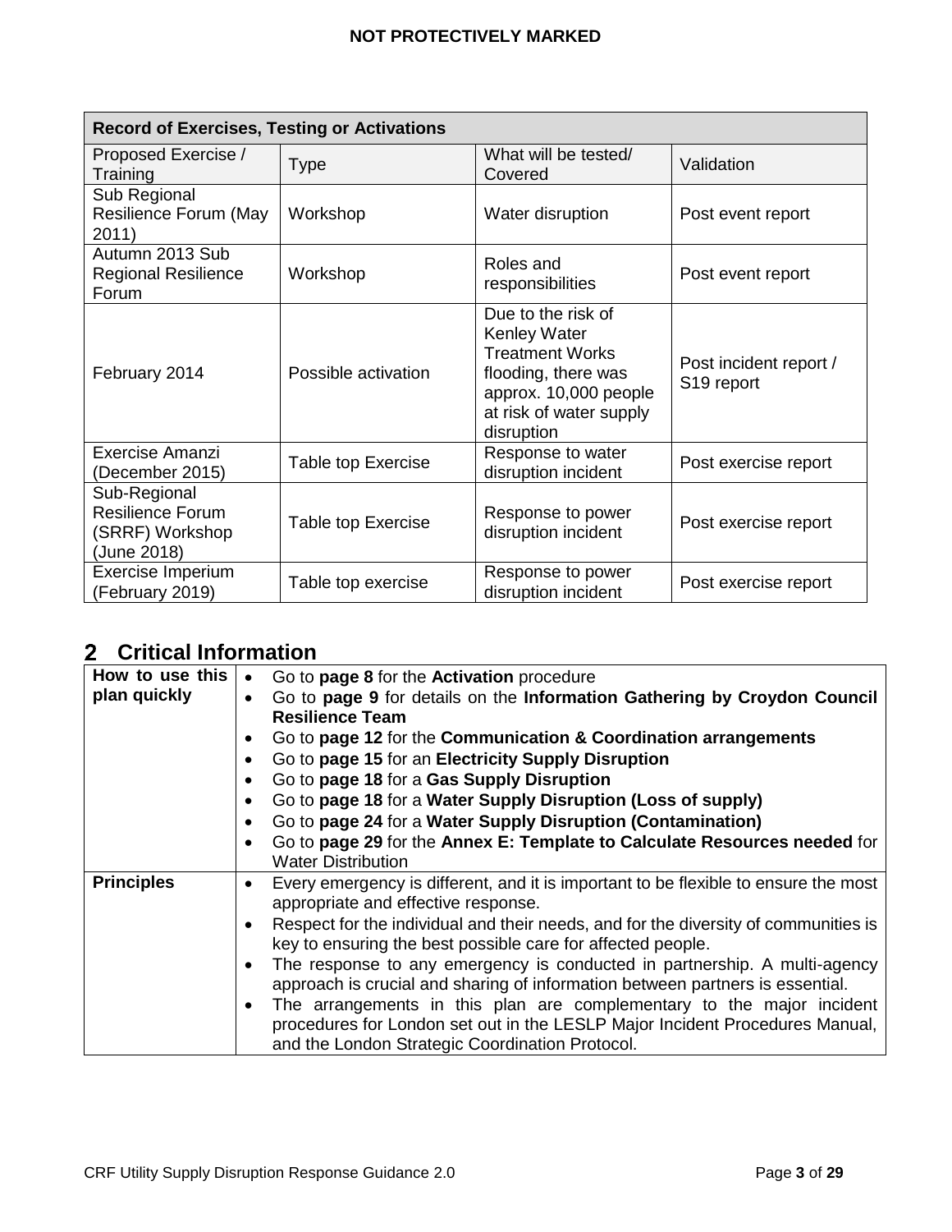| Record of Exercises, Testing or Activations | | | |
|---|---|---|---|
| Proposed Exercise / Training | Type | What will be tested/ Covered | Validation |
| Sub Regional Resilience Forum (May 2011) | Workshop | Water disruption | Post event report |
| Autumn 2013 Sub Regional Resilience Forum | Workshop | Roles and responsibilities | Post event report |
| February 2014 | Possible activation | Due to the risk of Kenley Water Treatment Works flooding, there was approx. 10,000 people at risk of water supply disruption | Post incident report / S19 report |
| Exercise Amanzi (December 2015) | Table top Exercise | Response to water disruption incident | Post exercise report |
| Sub-Regional Resilience Forum (SRRF) Workshop (June 2018) | Table top Exercise | Response to power disruption incident | Post exercise report |
| Exercise Imperium (February 2019) | Table top exercise | Response to power disruption incident | Post exercise report |

# 2 Critical Information

| | |
|---|---|
| **How to use this plan quickly** | • Go to **page 8** for the **Activation** procedure<br>• Go to **page 9** for details on the **Information Gathering by Croydon Council Resilience Team**<br>• Go to **page 12** for the **Communication & Coordination arrangements**<br>• Go to **page 15** for an **Electricity Supply Disruption**<br>• Go to **page 18** for a **Gas Supply Disruption**<br>• Go to **page 18** for a **Water Supply Disruption (Loss of supply)**<br>• Go to **page 24** for a **Water Supply Disruption (Contamination)**<br>• Go to **page 29** for the **Annex E: Template to Calculate Resources needed** for Water Distribution |
| **Principles** | • Every emergency is different, and it is important to be flexible to ensure the most appropriate and effective response.<br>• Respect for the individual and their needs, and for the diversity of communities is key to ensuring the best possible care for affected people.<br>• The response to any emergency is conducted in partnership. A multi-agency approach is crucial and sharing of information between partners is essential.<br>• The arrangements in this plan are complementary to the major incident procedures for London set out in the LESLP Major Incident Procedures Manual, and the London Strategic Coordination Protocol. |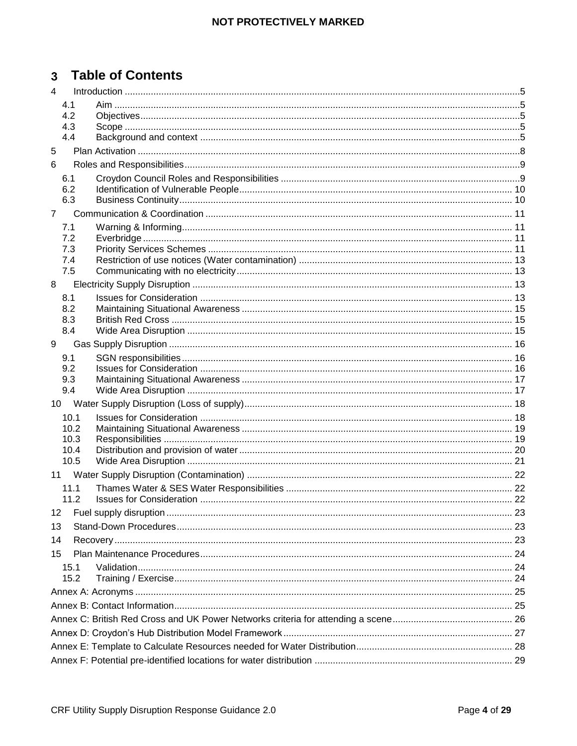# 3 Table of Contents

4 Introduction ....5
- 4.1 Aim ....5
- 4.2 Objectives ....5
- 4.3 Scope ....5
- 4.4 Background and context ....5

5 Plan Activation ....8

6 Roles and Responsibilities ....9
- 6.1 Croydon Council Roles and Responsibilities ....9
- 6.2 Identification of Vulnerable People ....10
- 6.3 Business Continuity ....10

7 Communication & Coordination ....11
- 7.1 Warning & Informing ....11
- 7.2 Everbridge ....11
- 7.3 Priority Services Schemes ....11
- 7.4 Restriction of use notices (Water contamination) ....13
- 7.5 Communicating with no electricity ....13

8 Electricity Supply Disruption ....13
- 8.1 Issues for Consideration ....13
- 8.2 Maintaining Situational Awareness ....15
- 8.3 British Red Cross ....15
- 8.4 Wide Area Disruption ....15

9 Gas Supply Disruption ....16
- 9.1 SGN responsibilities ....16
- 9.2 Issues for Consideration ....16
- 9.3 Maintaining Situational Awareness ....17
- 9.4 Wide Area Disruption ....17

10 Water Supply Disruption (Loss of supply) ....18
- 10.1 Issues for Consideration ....18
- 10.2 Maintaining Situational Awareness ....19
- 10.3 Responsibilities ....19
- 10.4 Distribution and provision of water ....20
- 10.5 Wide Area Disruption ....21

11 Water Supply Disruption (Contamination) ....22
- 11.1 Thames Water & SES Water Responsibilities ....22
- 11.2 Issues for Consideration ....22

12 Fuel supply disruption ....23

13 Stand-Down Procedures ....23

14 Recovery ....23

15 Plan Maintenance Procedures ....24
- 15.1 Validation ....24
- 15.2 Training / Exercise ....24

Annex A: Acronyms ....25

Annex B: Contact Information ....25

Annex C: British Red Cross and UK Power Networks criteria for attending a scene ....26

Annex D: Croydon's Hub Distribution Model Framework ....27

Annex E: Template to Calculate Resources needed for Water Distribution ....28

Annex F: Potential pre-identified locations for water distribution ....29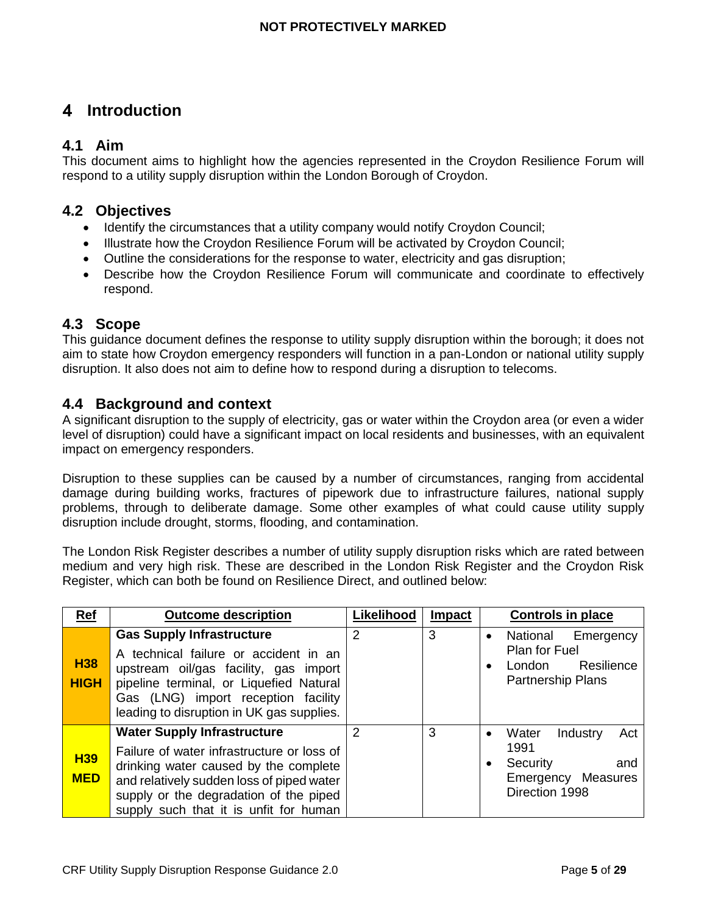# 4 Introduction

## 4.1 Aim

This document aims to highlight how the agencies represented in the Croydon Resilience Forum will respond to a utility supply disruption within the London Borough of Croydon.

## 4.2 Objectives

- Identify the circumstances that a utility company would notify Croydon Council;
- Illustrate how the Croydon Resilience Forum will be activated by Croydon Council;
- Outline the considerations for the response to water, electricity and gas disruption;
- Describe how the Croydon Resilience Forum will communicate and coordinate to effectively respond.

## 4.3 Scope

This guidance document defines the response to utility supply disruption within the borough; it does not aim to state how Croydon emergency responders will function in a pan-London or national utility supply disruption. It also does not aim to define how to respond during a disruption to telecoms.

## 4.4 Background and context

A significant disruption to the supply of electricity, gas or water within the Croydon area (or even a wider level of disruption) could have a significant impact on local residents and businesses, with an equivalent impact on emergency responders.

Disruption to these supplies can be caused by a number of circumstances, ranging from accidental damage during building works, fractures of pipework due to infrastructure failures, national supply problems, through to deliberate damage. Some other examples of what could cause utility supply disruption include drought, storms, flooding, and contamination.

The London Risk Register describes a number of utility supply disruption risks which are rated between medium and very high risk. These are described in the London Risk Register and the Croydon Risk Register, which can both be found on Resilience Direct, and outlined below:

| Ref | Outcome description | Likelihood | Impact | Controls in place |
|---|---|---|---|---|
| **H38 HIGH** | **Gas Supply Infrastructure**<br>A technical failure or accident in an upstream oil/gas facility, gas import pipeline terminal, or Liquefied Natural Gas (LNG) import reception facility leading to disruption in UK gas supplies. | 2 | 3 | • National Emergency Plan for Fuel<br>• London Resilience Partnership Plans |
| **H39 MED** | **Water Supply Infrastructure**<br>Failure of water infrastructure or loss of drinking water caused by the complete and relatively sudden loss of piped water supply or the degradation of the piped supply such that it is unfit for human | 2 | 3 | • Water Industry Act 1991<br>• Security and Emergency Measures Direction 1998 |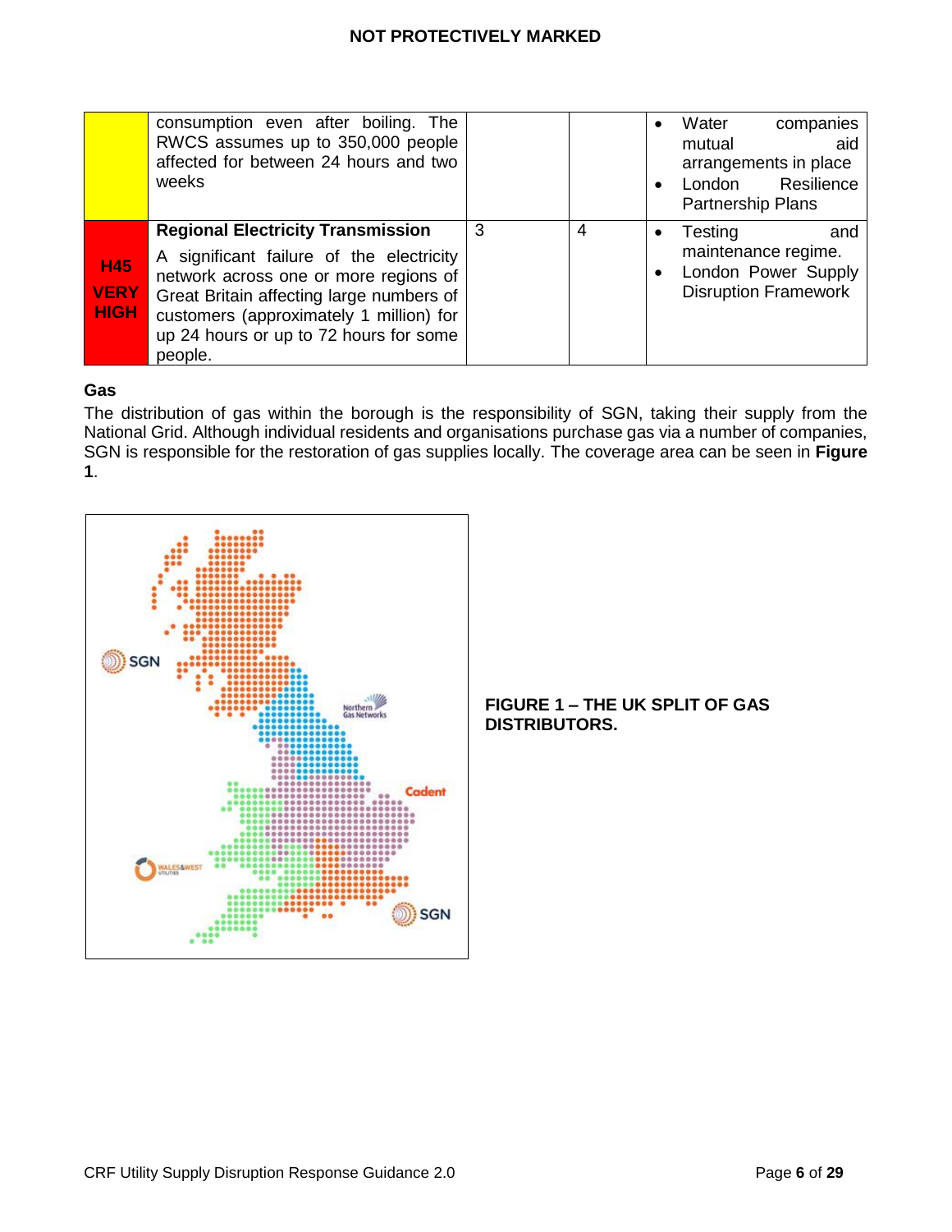| | | | | |
|---|---|---|---|---|
| | consumption even after boiling. The RWCS assumes up to 350,000 people affected for between 24 hours and two weeks | | | • Water companies mutual aid arrangements in place<br>• London Resilience Partnership Plans |
| **H45 VERY HIGH** | **Regional Electricity Transmission**<br>A significant failure of the electricity network across one or more regions of Great Britain affecting large numbers of customers (approximately 1 million) for up 24 hours or up to 72 hours for some people. | 3 | 4 | • Testing and maintenance regime.<br>• London Power Supply Disruption Framework |

**Gas**

The distribution of gas within the borough is the responsibility of SGN, taking their supply from the National Grid. Although individual residents and organisations purchase gas via a number of companies, SGN is responsible for the restoration of gas supplies locally. The coverage area can be seen in **Figure 1**.

**FIGURE 1 – THE UK SPLIT OF GAS DISTRIBUTORS.**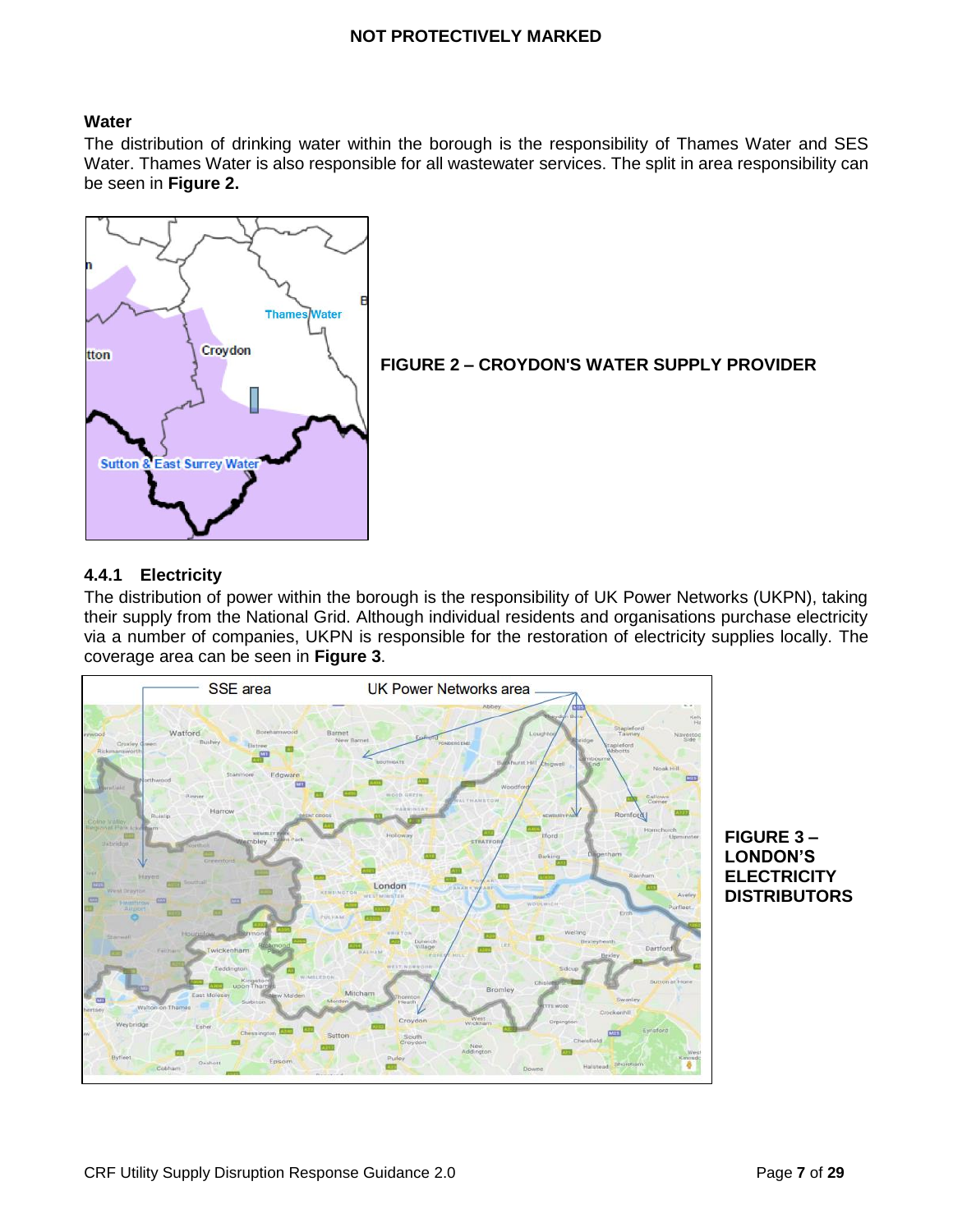### Water

The distribution of drinking water within the borough is the responsibility of Thames Water and SES Water. Thames Water is also responsible for all wastewater services. The split in area responsibility can be seen in **Figure 2.**

**FIGURE 2 – CROYDON'S WATER SUPPLY PROVIDER**

### 4.4.1 Electricity

The distribution of power within the borough is the responsibility of UK Power Networks (UKPN), taking their supply from the National Grid. Although individual residents and organisations purchase electricity via a number of companies, UKPN is responsible for the restoration of electricity supplies locally. The coverage area can be seen in **Figure 3**.

**FIGURE 3 – LONDON'S ELECTRICITY DISTRIBUTORS**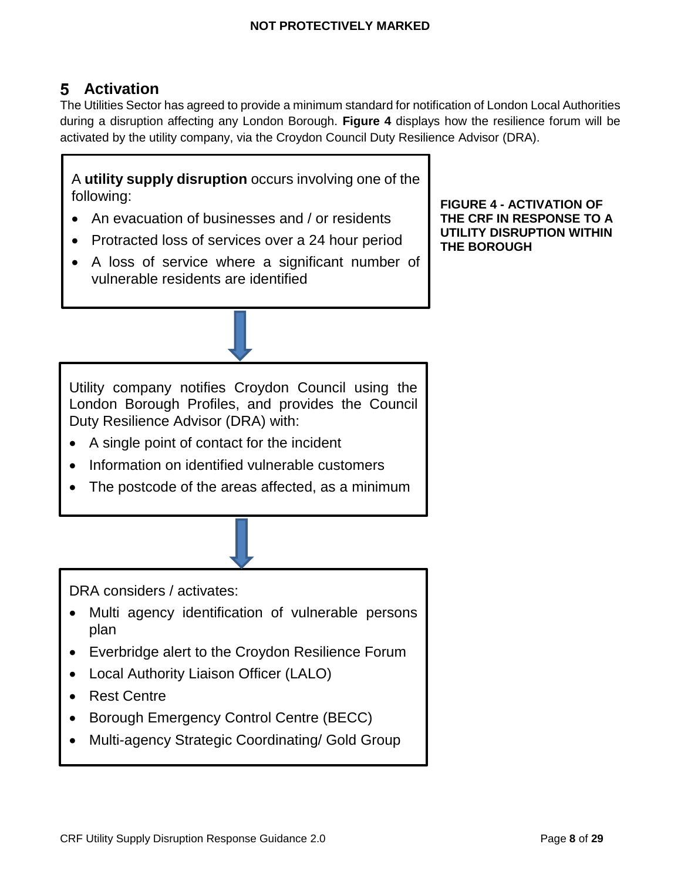# 5 Activation

The Utilities Sector has agreed to provide a minimum standard for notification of London Local Authorities during a disruption affecting any London Borough. **Figure 4** displays how the resilience forum will be activated by the utility company, via the Croydon Council Duty Resilience Advisor (DRA).

A **utility supply disruption** occurs involving one of the following:

- An evacuation of businesses and / or residents
- Protracted loss of services over a 24 hour period
- A loss of service where a significant number of vulnerable residents are identified

↓

Utility company notifies Croydon Council using the London Borough Profiles, and provides the Council Duty Resilience Advisor (DRA) with:

- A single point of contact for the incident
- Information on identified vulnerable customers
- The postcode of the areas affected, as a minimum

↓

DRA considers / activates:

- Multi agency identification of vulnerable persons plan
- Everbridge alert to the Croydon Resilience Forum
- Local Authority Liaison Officer (LALO)
- Rest Centre
- Borough Emergency Control Centre (BECC)
- Multi-agency Strategic Coordinating/ Gold Group

**FIGURE 4 - ACTIVATION OF THE CRF IN RESPONSE TO A UTILITY DISRUPTION WITHIN THE BOROUGH**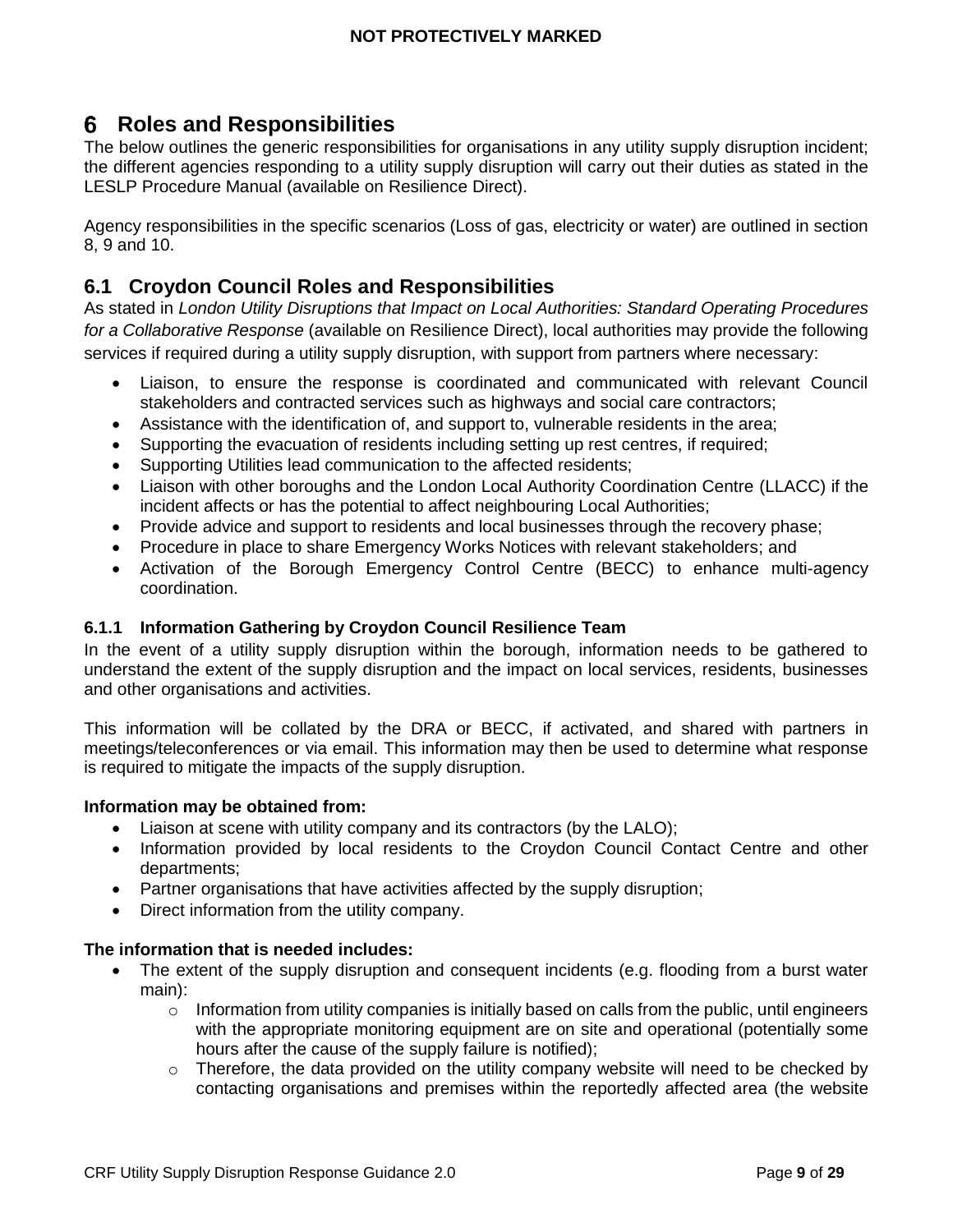# 6 Roles and Responsibilities

The below outlines the generic responsibilities for organisations in any utility supply disruption incident; the different agencies responding to a utility supply disruption will carry out their duties as stated in the LESLP Procedure Manual (available on Resilience Direct).

Agency responsibilities in the specific scenarios (Loss of gas, electricity or water) are outlined in section 8, 9 and 10.

## 6.1 Croydon Council Roles and Responsibilities

As stated in *London Utility Disruptions that Impact on Local Authorities: Standard Operating Procedures for a Collaborative Response* (available on Resilience Direct), local authorities may provide the following services if required during a utility supply disruption, with support from partners where necessary:

- Liaison, to ensure the response is coordinated and communicated with relevant Council stakeholders and contracted services such as highways and social care contractors;
- Assistance with the identification of, and support to, vulnerable residents in the area;
- Supporting the evacuation of residents including setting up rest centres, if required;
- Supporting Utilities lead communication to the affected residents;
- Liaison with other boroughs and the London Local Authority Coordination Centre (LLACC) if the incident affects or has the potential to affect neighbouring Local Authorities;
- Provide advice and support to residents and local businesses through the recovery phase;
- Procedure in place to share Emergency Works Notices with relevant stakeholders; and
- Activation of the Borough Emergency Control Centre (BECC) to enhance multi-agency coordination.

### 6.1.1 Information Gathering by Croydon Council Resilience Team

In the event of a utility supply disruption within the borough, information needs to be gathered to understand the extent of the supply disruption and the impact on local services, residents, businesses and other organisations and activities.

This information will be collated by the DRA or BECC, if activated, and shared with partners in meetings/teleconferences or via email. This information may then be used to determine what response is required to mitigate the impacts of the supply disruption.

**Information may be obtained from:**

- Liaison at scene with utility company and its contractors (by the LALO);
- Information provided by local residents to the Croydon Council Contact Centre and other departments;
- Partner organisations that have activities affected by the supply disruption;
- Direct information from the utility company.

**The information that is needed includes:**

- The extent of the supply disruption and consequent incidents (e.g. flooding from a burst water main):
  - Information from utility companies is initially based on calls from the public, until engineers with the appropriate monitoring equipment are on site and operational (potentially some hours after the cause of the supply failure is notified);
  - Therefore, the data provided on the utility company website will need to be checked by contacting organisations and premises within the reportedly affected area (the website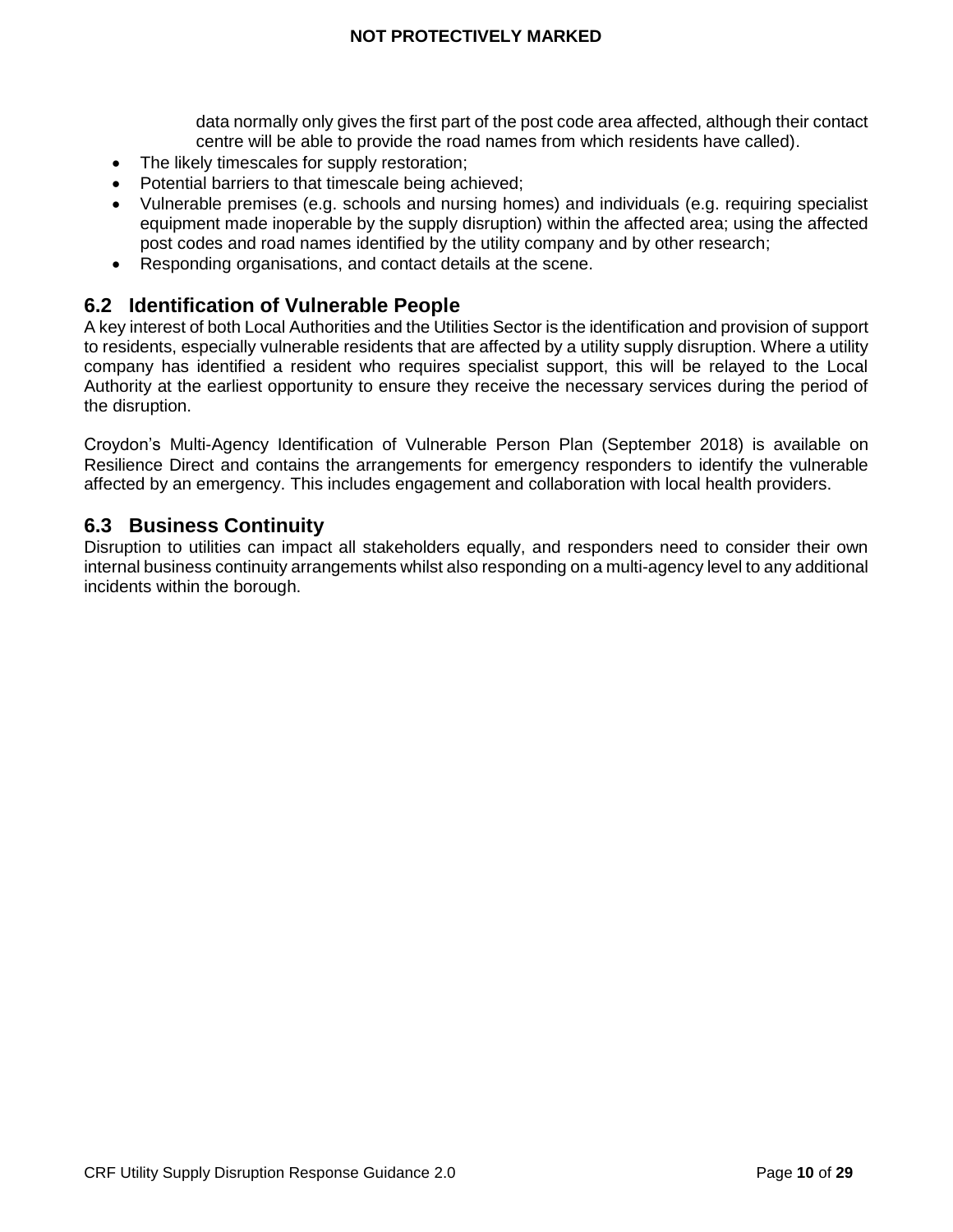data normally only gives the first part of the post code area affected, although their contact centre will be able to provide the road names from which residents have called).

- The likely timescales for supply restoration;
- Potential barriers to that timescale being achieved;
- Vulnerable premises (e.g. schools and nursing homes) and individuals (e.g. requiring specialist equipment made inoperable by the supply disruption) within the affected area; using the affected post codes and road names identified by the utility company and by other research;
- Responding organisations, and contact details at the scene.

## 6.2 Identification of Vulnerable People

A key interest of both Local Authorities and the Utilities Sector is the identification and provision of support to residents, especially vulnerable residents that are affected by a utility supply disruption. Where a utility company has identified a resident who requires specialist support, this will be relayed to the Local Authority at the earliest opportunity to ensure they receive the necessary services during the period of the disruption.

Croydon's Multi-Agency Identification of Vulnerable Person Plan (September 2018) is available on Resilience Direct and contains the arrangements for emergency responders to identify the vulnerable affected by an emergency. This includes engagement and collaboration with local health providers.

## 6.3 Business Continuity

Disruption to utilities can impact all stakeholders equally, and responders need to consider their own internal business continuity arrangements whilst also responding on a multi-agency level to any additional incidents within the borough.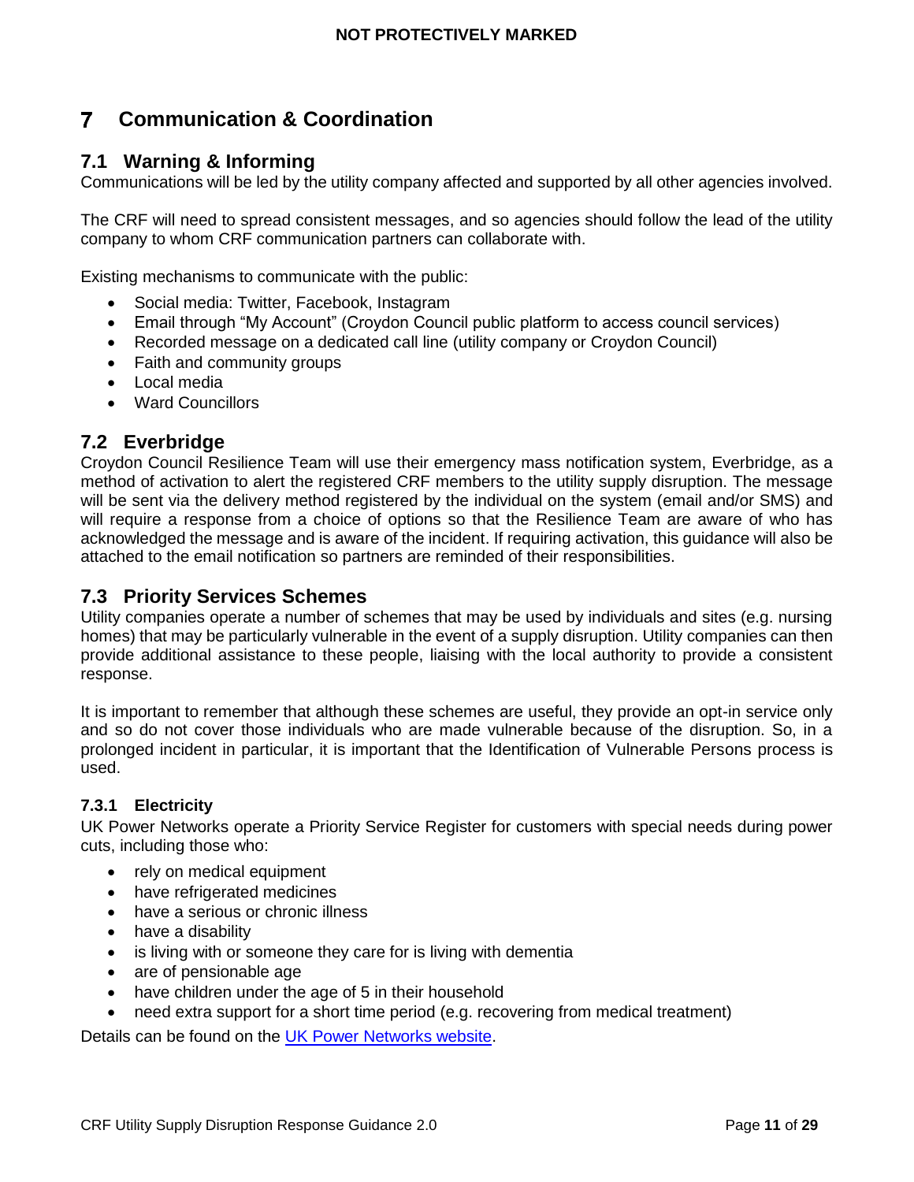# 7 Communication & Coordination

## 7.1 Warning & Informing

Communications will be led by the utility company affected and supported by all other agencies involved.

The CRF will need to spread consistent messages, and so agencies should follow the lead of the utility company to whom CRF communication partners can collaborate with.

Existing mechanisms to communicate with the public:

- Social media: Twitter, Facebook, Instagram
- Email through "My Account" (Croydon Council public platform to access council services)
- Recorded message on a dedicated call line (utility company or Croydon Council)
- Faith and community groups
- Local media
- Ward Councillors

## 7.2 Everbridge

Croydon Council Resilience Team will use their emergency mass notification system, Everbridge, as a method of activation to alert the registered CRF members to the utility supply disruption. The message will be sent via the delivery method registered by the individual on the system (email and/or SMS) and will require a response from a choice of options so that the Resilience Team are aware of who has acknowledged the message and is aware of the incident. If requiring activation, this guidance will also be attached to the email notification so partners are reminded of their responsibilities.

## 7.3 Priority Services Schemes

Utility companies operate a number of schemes that may be used by individuals and sites (e.g. nursing homes) that may be particularly vulnerable in the event of a supply disruption. Utility companies can then provide additional assistance to these people, liaising with the local authority to provide a consistent response.

It is important to remember that although these schemes are useful, they provide an opt-in service only and so do not cover those individuals who are made vulnerable because of the disruption. So, in a prolonged incident in particular, it is important that the Identification of Vulnerable Persons process is used.

### 7.3.1 Electricity

UK Power Networks operate a Priority Service Register for customers with special needs during power cuts, including those who:

- rely on medical equipment
- have refrigerated medicines
- have a serious or chronic illness
- have a disability
- is living with or someone they care for is living with dementia
- are of pensionable age
- have children under the age of 5 in their household
- need extra support for a short time period (e.g. recovering from medical treatment)

Details can be found on the UK Power Networks website.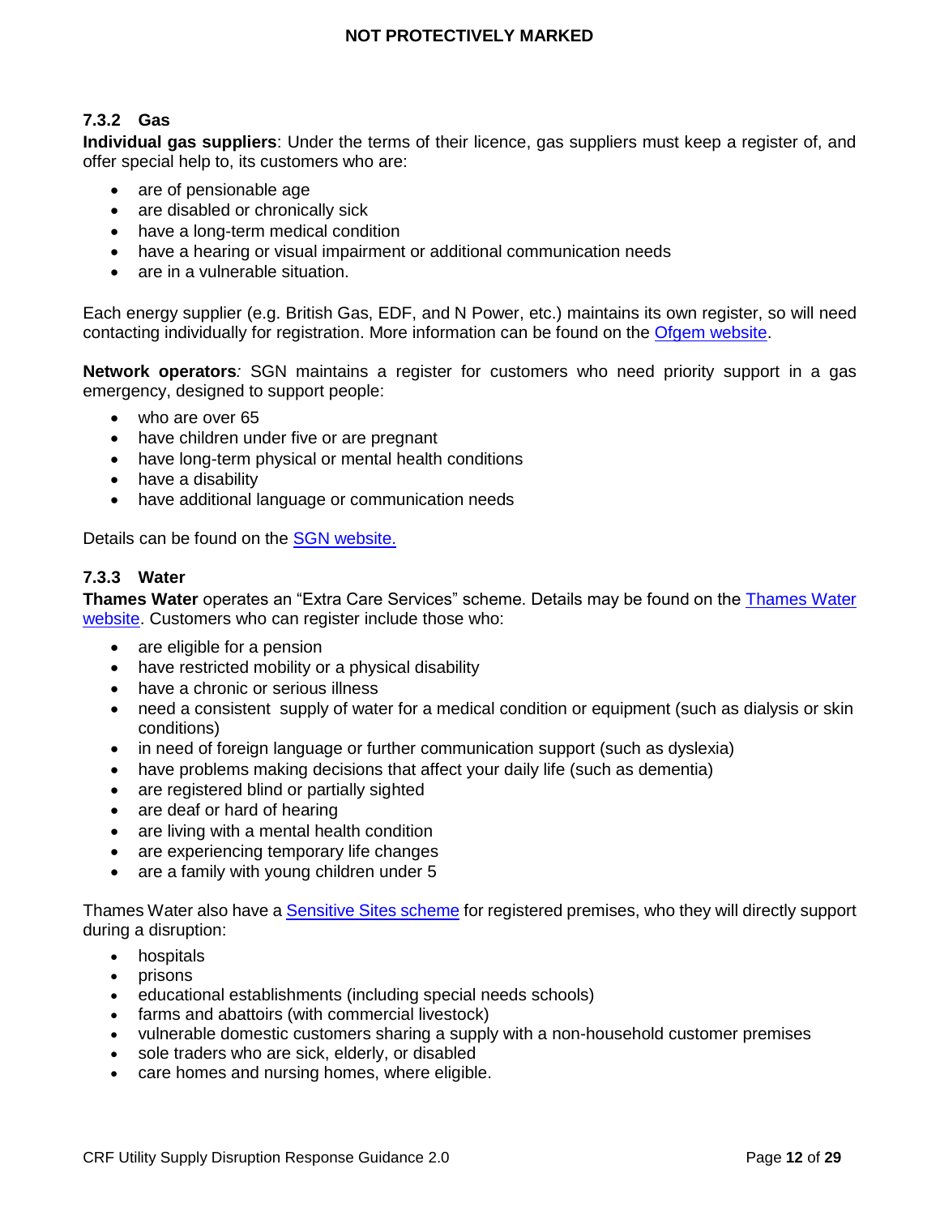### 7.3.2 Gas

**Individual gas suppliers**: Under the terms of their licence, gas suppliers must keep a register of, and offer special help to, its customers who are:

- are of pensionable age
- are disabled or chronically sick
- have a long-term medical condition
- have a hearing or visual impairment or additional communication needs
- are in a vulnerable situation.

Each energy supplier (e.g. British Gas, EDF, and N Power, etc.) maintains its own register, so will need contacting individually for registration. More information can be found on the Ofgem website.

**Network operators***:* SGN maintains a register for customers who need priority support in a gas emergency, designed to support people:

- who are over 65
- have children under five or are pregnant
- have long-term physical or mental health conditions
- have a disability
- have additional language or communication needs

Details can be found on the SGN website.

### 7.3.3 Water

**Thames Water** operates an "Extra Care Services" scheme. Details may be found on the Thames Water website. Customers who can register include those who:

- are eligible for a pension
- have restricted mobility or a physical disability
- have a chronic or serious illness
- need a consistent supply of water for a medical condition or equipment (such as dialysis or skin conditions)
- in need of foreign language or further communication support (such as dyslexia)
- have problems making decisions that affect your daily life (such as dementia)
- are registered blind or partially sighted
- are deaf or hard of hearing
- are living with a mental health condition
- are experiencing temporary life changes
- are a family with young children under 5

Thames Water also have a Sensitive Sites scheme for registered premises, who they will directly support during a disruption:

- hospitals
- prisons
- educational establishments (including special needs schools)
- farms and abattoirs (with commercial livestock)
- vulnerable domestic customers sharing a supply with a non-household customer premises
- sole traders who are sick, elderly, or disabled
- care homes and nursing homes, where eligible.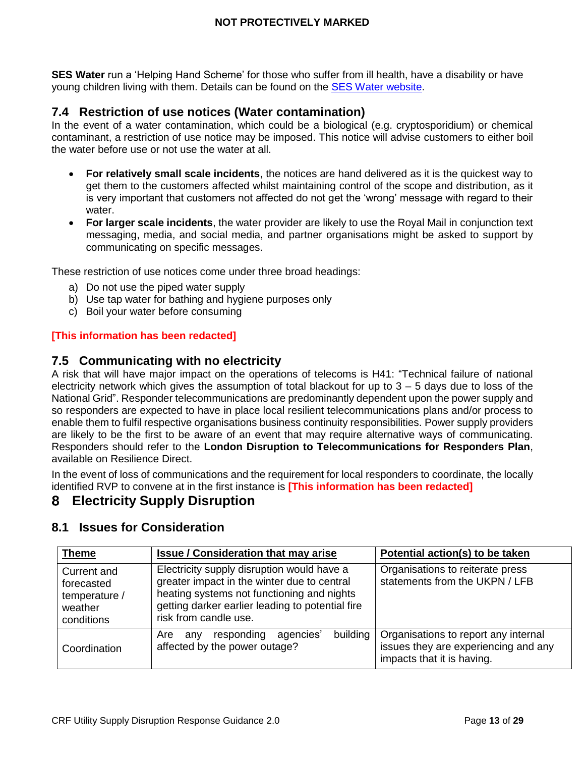**SES Water** run a 'Helping Hand Scheme' for those who suffer from ill health, have a disability or have young children living with them. Details can be found on the SES Water website.

## 7.4 Restriction of use notices (Water contamination)

In the event of a water contamination, which could be a biological (e.g. cryptosporidium) or chemical contaminant, a restriction of use notice may be imposed. This notice will advise customers to either boil the water before use or not use the water at all.

- **For relatively small scale incidents**, the notices are hand delivered as it is the quickest way to get them to the customers affected whilst maintaining control of the scope and distribution, as it is very important that customers not affected do not get the 'wrong' message with regard to their water.
- **For larger scale incidents**, the water provider are likely to use the Royal Mail in conjunction text messaging, media, and social media, and partner organisations might be asked to support by communicating on specific messages.

These restriction of use notices come under three broad headings:

a) Do not use the piped water supply
b) Use tap water for bathing and hygiene purposes only
c) Boil your water before consuming

**[This information has been redacted]**

## 7.5 Communicating with no electricity

A risk that will have major impact on the operations of telecoms is H41: "Technical failure of national electricity network which gives the assumption of total blackout for up to 3 – 5 days due to loss of the National Grid". Responder telecommunications are predominantly dependent upon the power supply and so responders are expected to have in place local resilient telecommunications plans and/or process to enable them to fulfil respective organisations business continuity responsibilities. Power supply providers are likely to be the first to be aware of an event that may require alternative ways of communicating. Responders should refer to the **London Disruption to Telecommunications for Responders Plan**, available on Resilience Direct.

In the event of loss of communications and the requirement for local responders to coordinate, the locally identified RVP to convene at in the first instance is **[This information has been redacted]**

# 8 Electricity Supply Disruption

## 8.1 Issues for Consideration

| Theme | Issue / Consideration that may arise | Potential action(s) to be taken |
|---|---|---|
| Current and forecasted temperature / weather conditions | Electricity supply disruption would have a greater impact in the winter due to central heating systems not functioning and nights getting darker earlier leading to potential fire risk from candle use. | Organisations to reiterate press statements from the UKPN / LFB |
| Coordination | Are any responding agencies' building affected by the power outage? | Organisations to report any internal issues they are experiencing and any impacts that it is having. |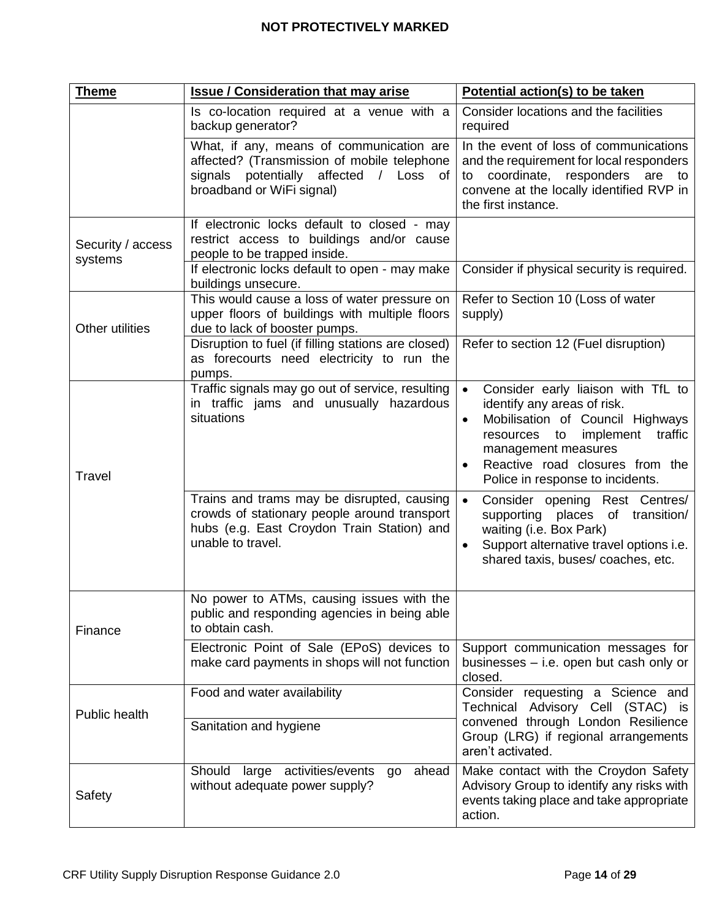| Theme | Issue / Consideration that may arise | Potential action(s) to be taken |
| --- | --- | --- |
| | Is co-location required at a venue with a backup generator? | Consider locations and the facilities required |
| | What, if any, means of communication are affected? (Transmission of mobile telephone signals potentially affected / Loss of broadband or WiFi signal) | In the event of loss of communications and the requirement for local responders to coordinate, responders are to convene at the locally identified RVP in the first instance. |
| Security / access systems | If electronic locks default to closed - may restrict access to buildings and/or cause people to be trapped inside. | |
| | If electronic locks default to open - may make buildings unsecure. | Consider if physical security is required. |
| Other utilities | This would cause a loss of water pressure on upper floors of buildings with multiple floors due to lack of booster pumps. | Refer to Section 10 (Loss of water supply) |
| | Disruption to fuel (if filling stations are closed) as forecourts need electricity to run the pumps. | Refer to section 12 (Fuel disruption) |
| Travel | Traffic signals may go out of service, resulting in traffic jams and unusually hazardous situations | • Consider early liaison with TfL to identify any areas of risk.<br>• Mobilisation of Council Highways resources to implement traffic management measures<br>• Reactive road closures from the Police in response to incidents. |
| | Trains and trams may be disrupted, causing crowds of stationary people around transport hubs (e.g. East Croydon Train Station) and unable to travel. | • Consider opening Rest Centres/ supporting places of transition/ waiting (i.e. Box Park)<br>• Support alternative travel options i.e. shared taxis, buses/ coaches, etc. |
| Finance | No power to ATMs, causing issues with the public and responding agencies in being able to obtain cash. | |
| | Electronic Point of Sale (EPoS) devices to make card payments in shops will not function | Support communication messages for businesses – i.e. open but cash only or closed. |
| Public health | Food and water availability | Consider requesting a Science and Technical Advisory Cell (STAC) is convened through London Resilience Group (LRG) if regional arrangements aren't activated. |
| | Sanitation and hygiene | |
| Safety | Should large activities/events go ahead without adequate power supply? | Make contact with the Croydon Safety Advisory Group to identify any risks with events taking place and take appropriate action. |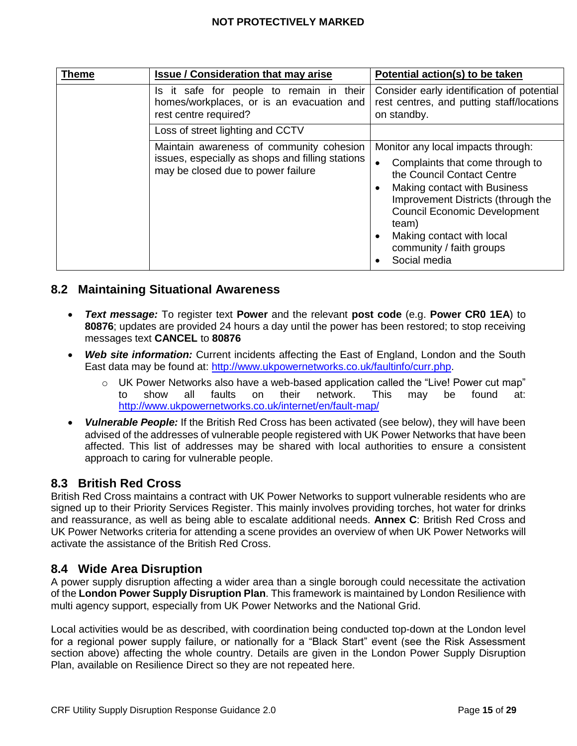| Theme | Issue / Consideration that may arise | Potential action(s) to be taken |
|---|---|---|
| | Is it safe for people to remain in their homes/workplaces, or is an evacuation and rest centre required? | Consider early identification of potential rest centres, and putting staff/locations on standby. |
| | Loss of street lighting and CCTV | |
| | Maintain awareness of community cohesion issues, especially as shops and filling stations may be closed due to power failure | Monitor any local impacts through:<br>• Complaints that come through to the Council Contact Centre<br>• Making contact with Business Improvement Districts (through the Council Economic Development team)<br>• Making contact with local community / faith groups<br>• Social media |

## 8.2 Maintaining Situational Awareness

- ***Text message:*** To register text **Power** and the relevant **post code** (e.g. **Power CR0 1EA**) to **80876**; updates are provided 24 hours a day until the power has been restored; to stop receiving messages text **CANCEL** to **80876**
- ***Web site information:*** Current incidents affecting the East of England, London and the South East data may be found at: http://www.ukpowernetworks.co.uk/faultinfo/curr.php.
  - UK Power Networks also have a web-based application called the "Live! Power cut map" to show all faults on their network. This may be found at: http://www.ukpowernetworks.co.uk/internet/en/fault-map/
- ***Vulnerable People:*** If the British Red Cross has been activated (see below), they will have been advised of the addresses of vulnerable people registered with UK Power Networks that have been affected. This list of addresses may be shared with local authorities to ensure a consistent approach to caring for vulnerable people.

## 8.3 British Red Cross

British Red Cross maintains a contract with UK Power Networks to support vulnerable residents who are signed up to their Priority Services Register. This mainly involves providing torches, hot water for drinks and reassurance, as well as being able to escalate additional needs. **Annex C**: British Red Cross and UK Power Networks criteria for attending a scene provides an overview of when UK Power Networks will activate the assistance of the British Red Cross.

## 8.4 Wide Area Disruption

A power supply disruption affecting a wider area than a single borough could necessitate the activation of the **London Power Supply Disruption Plan**. This framework is maintained by London Resilience with multi agency support, especially from UK Power Networks and the National Grid.

Local activities would be as described, with coordination being conducted top-down at the London level for a regional power supply failure, or nationally for a "Black Start" event (see the Risk Assessment section above) affecting the whole country. Details are given in the London Power Supply Disruption Plan, available on Resilience Direct so they are not repeated here.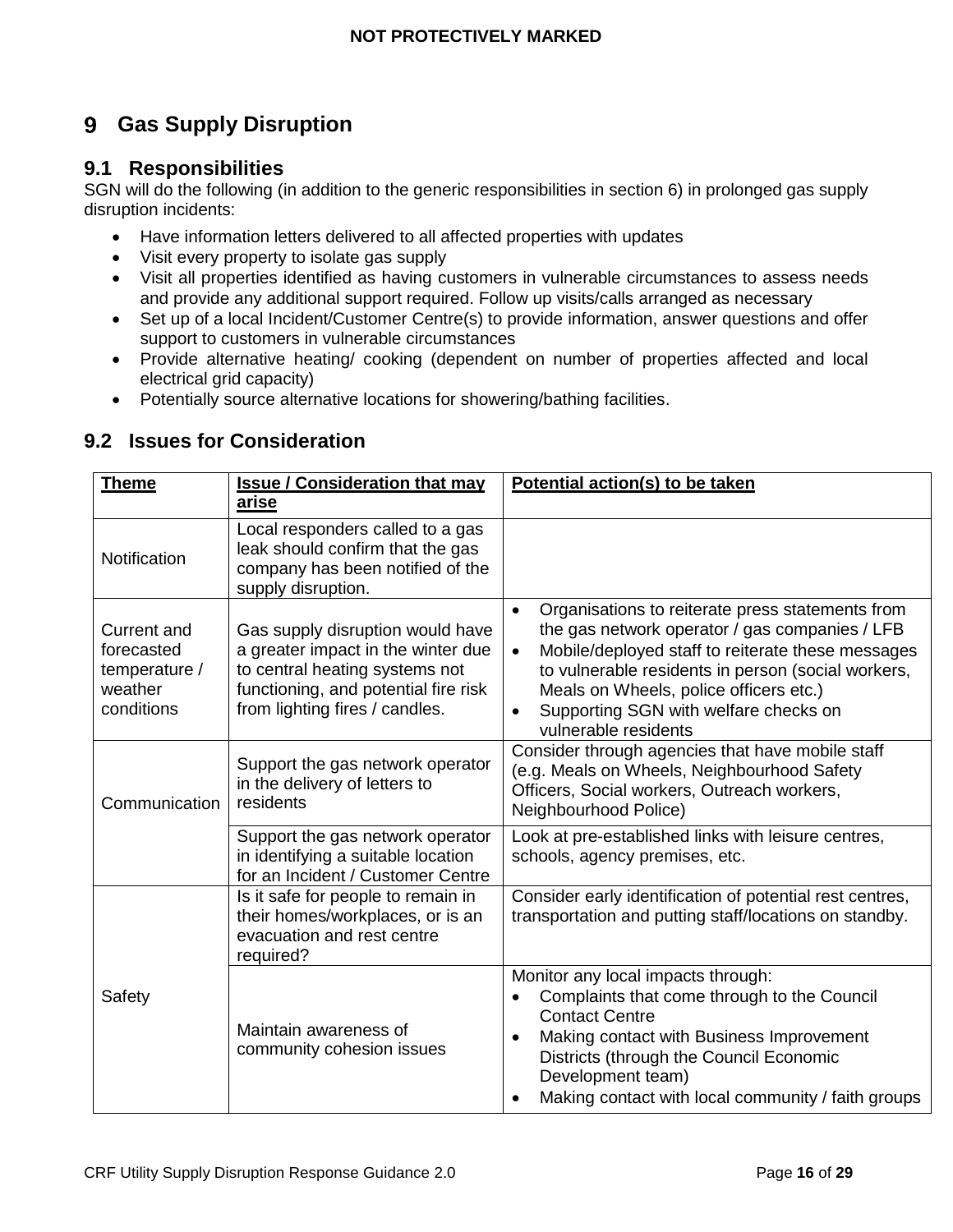# 9 Gas Supply Disruption

## 9.1 Responsibilities

SGN will do the following (in addition to the generic responsibilities in section 6) in prolonged gas supply disruption incidents:

- Have information letters delivered to all affected properties with updates
- Visit every property to isolate gas supply
- Visit all properties identified as having customers in vulnerable circumstances to assess needs and provide any additional support required. Follow up visits/calls arranged as necessary
- Set up of a local Incident/Customer Centre(s) to provide information, answer questions and offer support to customers in vulnerable circumstances
- Provide alternative heating/ cooking (dependent on number of properties affected and local electrical grid capacity)
- Potentially source alternative locations for showering/bathing facilities.

## 9.2 Issues for Consideration

| Theme | Issue / Consideration that may arise | Potential action(s) to be taken |
|---|---|---|
| Notification | Local responders called to a gas leak should confirm that the gas company has been notified of the supply disruption. | |
| Current and forecasted temperature / weather conditions | Gas supply disruption would have a greater impact in the winter due to central heating systems not functioning, and potential fire risk from lighting fires / candles. | • Organisations to reiterate press statements from the gas network operator / gas companies / LFB<br>• Mobile/deployed staff to reiterate these messages to vulnerable residents in person (social workers, Meals on Wheels, police officers etc.)<br>• Supporting SGN with welfare checks on vulnerable residents |
| Communication | Support the gas network operator in the delivery of letters to residents | Consider through agencies that have mobile staff (e.g. Meals on Wheels, Neighbourhood Safety Officers, Social workers, Outreach workers, Neighbourhood Police) |
| | Support the gas network operator in identifying a suitable location for an Incident / Customer Centre | Look at pre-established links with leisure centres, schools, agency premises, etc. |
| Safety | Is it safe for people to remain in their homes/workplaces, or is an evacuation and rest centre required? | Consider early identification of potential rest centres, transportation and putting staff/locations on standby. |
| | Maintain awareness of community cohesion issues | Monitor any local impacts through:<br>• Complaints that come through to the Council Contact Centre<br>• Making contact with Business Improvement Districts (through the Council Economic Development team)<br>• Making contact with local community / faith groups |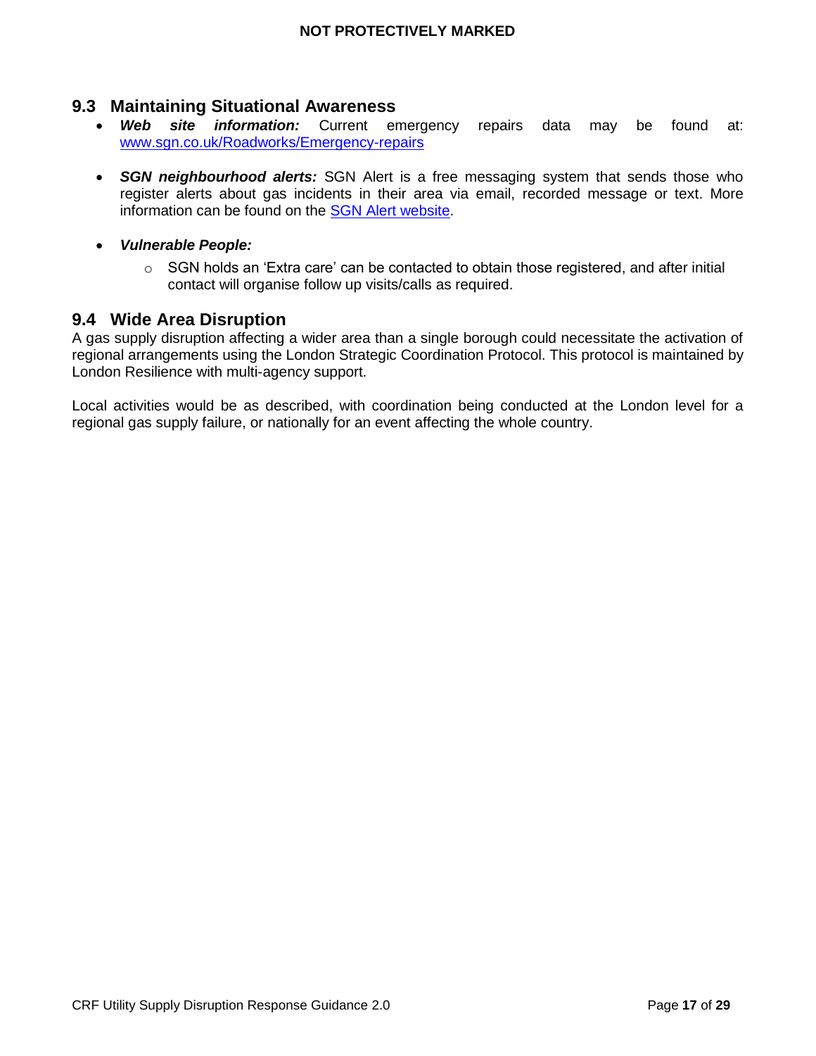## 9.3 Maintaining Situational Awareness

- ***Web site information:*** Current emergency repairs data may be found at: [www.sgn.co.uk/Roadworks/Emergency-repairs](www.sgn.co.uk/Roadworks/Emergency-repairs)

- ***SGN neighbourhood alerts:*** SGN Alert is a free messaging system that sends those who register alerts about gas incidents in their area via email, recorded message or text. More information can be found on the SGN Alert website.

- ***Vulnerable People:***
  - SGN holds an 'Extra care' can be contacted to obtain those registered, and after initial contact will organise follow up visits/calls as required.

## 9.4 Wide Area Disruption

A gas supply disruption affecting a wider area than a single borough could necessitate the activation of regional arrangements using the London Strategic Coordination Protocol. This protocol is maintained by London Resilience with multi-agency support.

Local activities would be as described, with coordination being conducted at the London level for a regional gas supply failure, or nationally for an event affecting the whole country.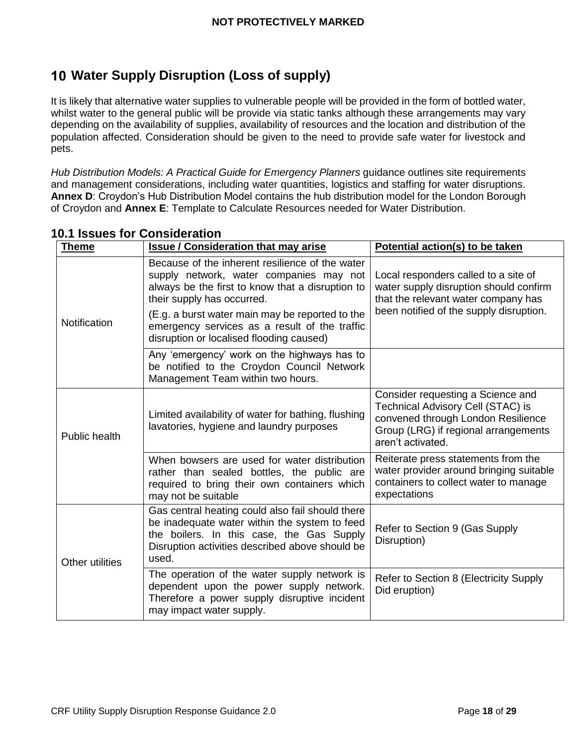# 10 Water Supply Disruption (Loss of supply)

It is likely that alternative water supplies to vulnerable people will be provided in the form of bottled water, whilst water to the general public will be provide via static tanks although these arrangements may vary depending on the availability of supplies, availability of resources and the location and distribution of the population affected. Consideration should be given to the need to provide safe water for livestock and pets.

*Hub Distribution Models: A Practical Guide for Emergency Planners* guidance outlines site requirements and management considerations, including water quantities, logistics and staffing for water disruptions. **Annex D**: Croydon's Hub Distribution Model contains the hub distribution model for the London Borough of Croydon and **Annex E**: Template to Calculate Resources needed for Water Distribution.

## 10.1 Issues for Consideration

| Theme | Issue / Consideration that may arise | Potential action(s) to be taken |
|---|---|---|
| Notification | Because of the inherent resilience of the water supply network, water companies may not always be the first to know that a disruption to their supply has occurred.<br>(E.g. a burst water main may be reported to the emergency services as a result of the traffic disruption or localised flooding caused) | Local responders called to a site of water supply disruption should confirm that the relevant water company has been notified of the supply disruption. |
| | Any 'emergency' work on the highways has to be notified to the Croydon Council Network Management Team within two hours. | |
| Public health | Limited availability of water for bathing, flushing lavatories, hygiene and laundry purposes | Consider requesting a Science and Technical Advisory Cell (STAC) is convened through London Resilience Group (LRG) if regional arrangements aren't activated. |
| | When bowsers are used for water distribution rather than sealed bottles, the public are required to bring their own containers which may not be suitable | Reiterate press statements from the water provider around bringing suitable containers to collect water to manage expectations |
| Other utilities | Gas central heating could also fail should there be inadequate water within the system to feed the boilers. In this case, the Gas Supply Disruption activities described above should be used. | Refer to Section 9 (Gas Supply Disruption) |
| | The operation of the water supply network is dependent upon the power supply network. Therefore a power supply disruptive incident may impact water supply. | Refer to Section 8 (Electricity Supply Did eruption) |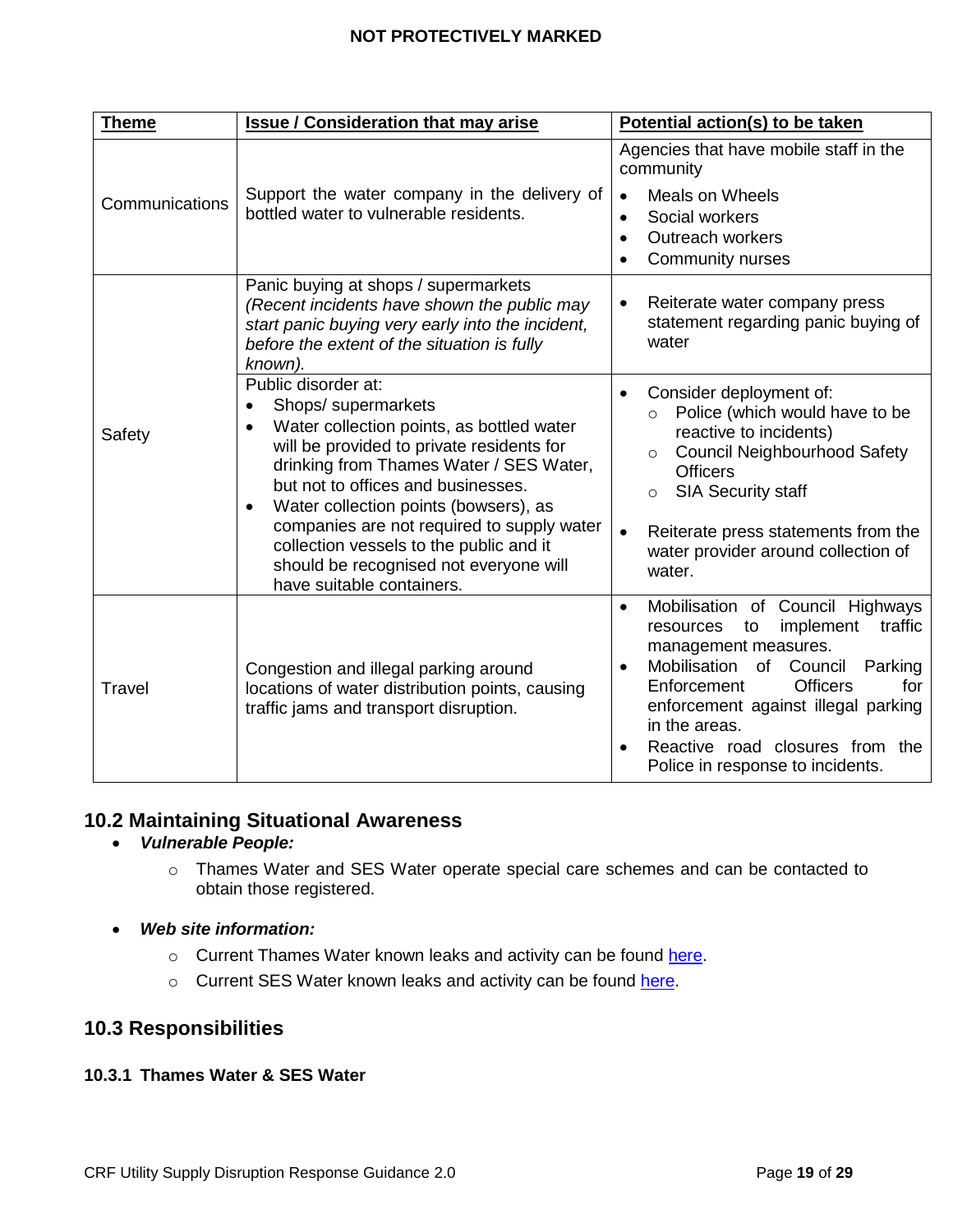| Theme | Issue / Consideration that may arise | Potential action(s) to be taken |
|---|---|---|
| Communications | Support the water company in the delivery of bottled water to vulnerable residents. | Agencies that have mobile staff in the community<br>• Meals on Wheels<br>• Social workers<br>• Outreach workers<br>• Community nurses |
| Safety | Panic buying at shops / supermarkets<br>*(Recent incidents have shown the public may start panic buying very early into the incident, before the extent of the situation is fully known).* | • Reiterate water company press statement regarding panic buying of water |
| | Public disorder at:<br>• Shops/ supermarkets<br>• Water collection points, as bottled water will be provided to private residents for drinking from Thames Water / SES Water, but not to offices and businesses.<br>• Water collection points (bowsers), as companies are not required to supply water collection vessels to the public and it should be recognised not everyone will have suitable containers. | • Consider deployment of:<br>  ○ Police (which would have to be reactive to incidents)<br>  ○ Council Neighbourhood Safety Officers<br>  ○ SIA Security staff<br>• Reiterate press statements from the water provider around collection of water. |
| Travel | Congestion and illegal parking around locations of water distribution points, causing traffic jams and transport disruption. | • Mobilisation of Council Highways resources to implement traffic management measures.<br>• Mobilisation of Council Parking Enforcement Officers for enforcement against illegal parking in the areas.<br>• Reactive road closures from the Police in response to incidents. |

## 10.2 Maintaining Situational Awareness

- ***Vulnerable People:***
  - Thames Water and SES Water operate special care schemes and can be contacted to obtain those registered.
- ***Web site information:***
  - Current Thames Water known leaks and activity can be found here.
  - Current SES Water known leaks and activity can be found here.

## 10.3 Responsibilities

### 10.3.1 Thames Water & SES Water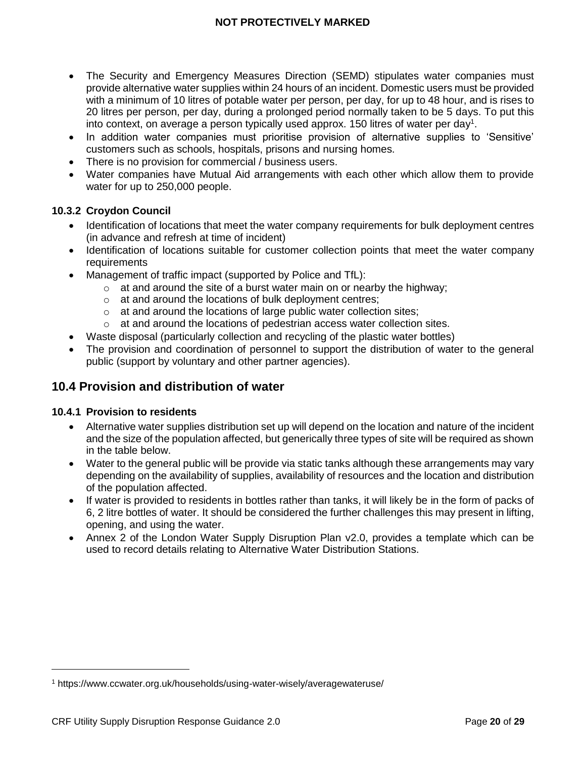- The Security and Emergency Measures Direction (SEMD) stipulates water companies must provide alternative water supplies within 24 hours of an incident. Domestic users must be provided with a minimum of 10 litres of potable water per person, per day, for up to 48 hour, and is rises to 20 litres per person, per day, during a prolonged period normally taken to be 5 days. To put this into context, on average a person typically used approx. 150 litres of water per day[1].
- In addition water companies must prioritise provision of alternative supplies to 'Sensitive' customers such as schools, hospitals, prisons and nursing homes.
- There is no provision for commercial / business users.
- Water companies have Mutual Aid arrangements with each other which allow them to provide water for up to 250,000 people.

### 10.3.2 Croydon Council

- Identification of locations that meet the water company requirements for bulk deployment centres (in advance and refresh at time of incident)
- Identification of locations suitable for customer collection points that meet the water company requirements
- Management of traffic impact (supported by Police and TfL):
    - at and around the site of a burst water main on or nearby the highway;
    - at and around the locations of bulk deployment centres;
    - at and around the locations of large public water collection sites;
    - at and around the locations of pedestrian access water collection sites.
- Waste disposal (particularly collection and recycling of the plastic water bottles)
- The provision and coordination of personnel to support the distribution of water to the general public (support by voluntary and other partner agencies).

## 10.4 Provision and distribution of water

### 10.4.1 Provision to residents

- Alternative water supplies distribution set up will depend on the location and nature of the incident and the size of the population affected, but generically three types of site will be required as shown in the table below.
- Water to the general public will be provide via static tanks although these arrangements may vary depending on the availability of supplies, availability of resources and the location and distribution of the population affected.
- If water is provided to residents in bottles rather than tanks, it will likely be in the form of packs of 6, 2 litre bottles of water. It should be considered the further challenges this may present in lifting, opening, and using the water.
- Annex 2 of the London Water Supply Disruption Plan v2.0, provides a template which can be used to record details relating to Alternative Water Distribution Stations.

[1] https://www.ccwater.org.uk/households/using-water-wisely/averagewateruse/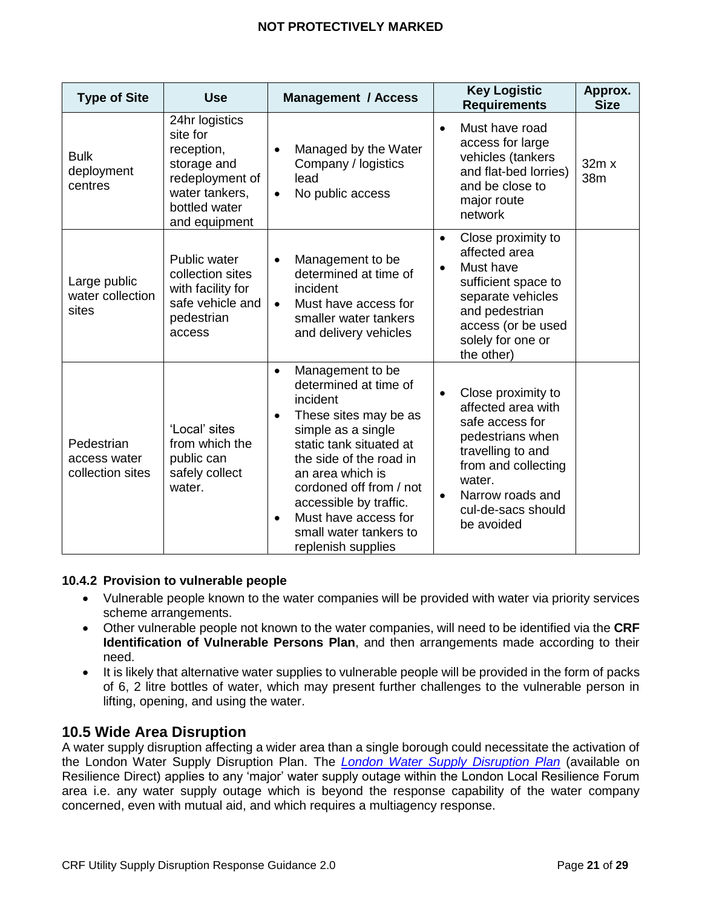| Type of Site | Use | Management / Access | Key Logistic Requirements | Approx. Size |
|---|---|---|---|---|
| Bulk deployment centres | 24hr logistics site for reception, storage and redeployment of water tankers, bottled water and equipment | • Managed by the Water Company / logistics lead<br>• No public access | • Must have road access for large vehicles (tankers and flat-bed lorries) and be close to major route network | 32m x 38m |
| Large public water collection sites | Public water collection sites with facility for safe vehicle and pedestrian access | • Management to be determined at time of incident<br>• Must have access for smaller water tankers and delivery vehicles | • Close proximity to affected area<br>• Must have sufficient space to separate vehicles and pedestrian access (or be used solely for one or the other) | |
| Pedestrian access water collection sites | 'Local' sites from which the public can safely collect water. | • Management to be determined at time of incident<br>• These sites may be as simple as a single static tank situated at the side of the road in an area which is cordoned off from / not accessible by traffic.<br>• Must have access for small water tankers to replenish supplies | • Close proximity to affected area with safe access for pedestrians when travelling to and from and collecting water.<br>• Narrow roads and cul-de-sacs should be avoided | |

#### 10.4.2 Provision to vulnerable people

- Vulnerable people known to the water companies will be provided with water via priority services scheme arrangements.
- Other vulnerable people not known to the water companies, will need to be identified via the **CRF Identification of Vulnerable Persons Plan**, and then arrangements made according to their need.
- It is likely that alternative water supplies to vulnerable people will be provided in the form of packs of 6, 2 litre bottles of water, which may present further challenges to the vulnerable person in lifting, opening, and using the water.

## 10.5 Wide Area Disruption

A water supply disruption affecting a wider area than a single borough could necessitate the activation of the London Water Supply Disruption Plan. The *London Water Supply Disruption Plan* (available on Resilience Direct) applies to any 'major' water supply outage within the London Local Resilience Forum area i.e. any water supply outage which is beyond the response capability of the water company concerned, even with mutual aid, and which requires a multiagency response.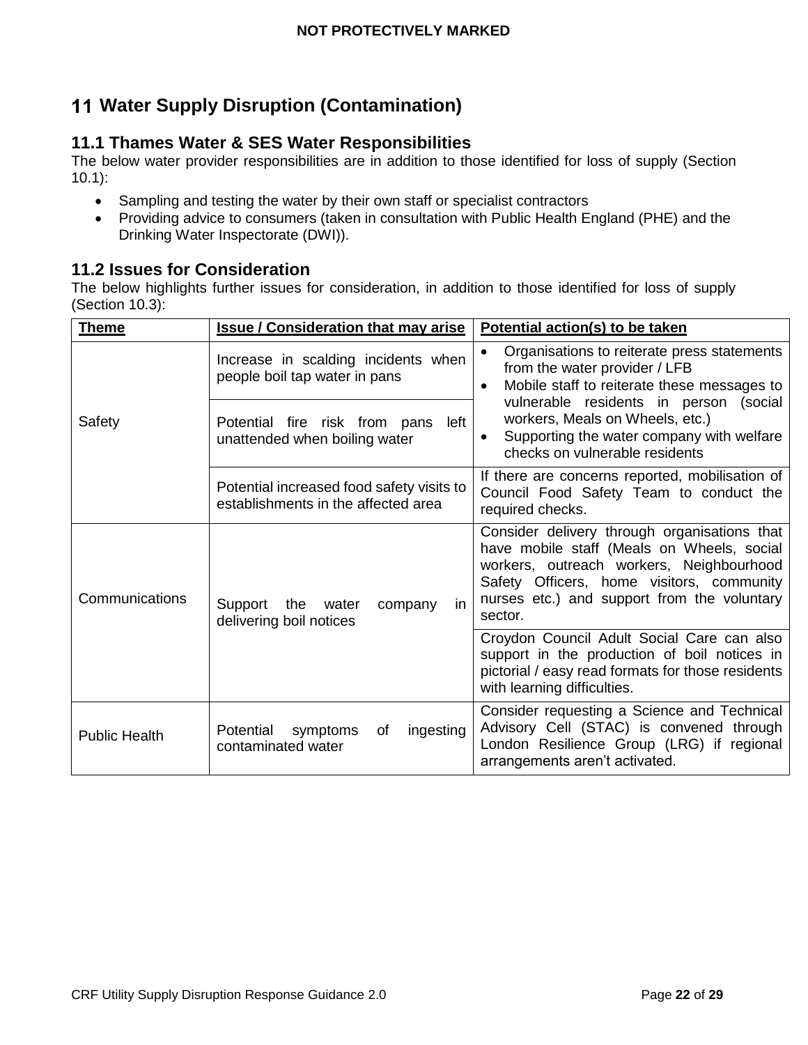# 11 Water Supply Disruption (Contamination)

## 11.1 Thames Water & SES Water Responsibilities

The below water provider responsibilities are in addition to those identified for loss of supply (Section 10.1):

- Sampling and testing the water by their own staff or specialist contractors
- Providing advice to consumers (taken in consultation with Public Health England (PHE) and the Drinking Water Inspectorate (DWI)).

## 11.2 Issues for Consideration

The below highlights further issues for consideration, in addition to those identified for loss of supply (Section 10.3):

| Theme | Issue / Consideration that may arise | Potential action(s) to be taken |
|---|---|---|
| Safety | Increase in scalding incidents when people boil tap water in pans | • Organisations to reiterate press statements from the water provider / LFB<br>• Mobile staff to reiterate these messages to vulnerable residents in person (social workers, Meals on Wheels, etc.)<br>• Supporting the water company with welfare checks on vulnerable residents |
| | Potential fire risk from pans left unattended when boiling water | |
| | Potential increased food safety visits to establishments in the affected area | If there are concerns reported, mobilisation of Council Food Safety Team to conduct the required checks. |
| Communications | Support the water company in delivering boil notices | Consider delivery through organisations that have mobile staff (Meals on Wheels, social workers, outreach workers, Neighbourhood Safety Officers, home visitors, community nurses etc.) and support from the voluntary sector. |
| | | Croydon Council Adult Social Care can also support in the production of boil notices in pictorial / easy read formats for those residents with learning difficulties. |
| Public Health | Potential symptoms of ingesting contaminated water | Consider requesting a Science and Technical Advisory Cell (STAC) is convened through London Resilience Group (LRG) if regional arrangements aren't activated. |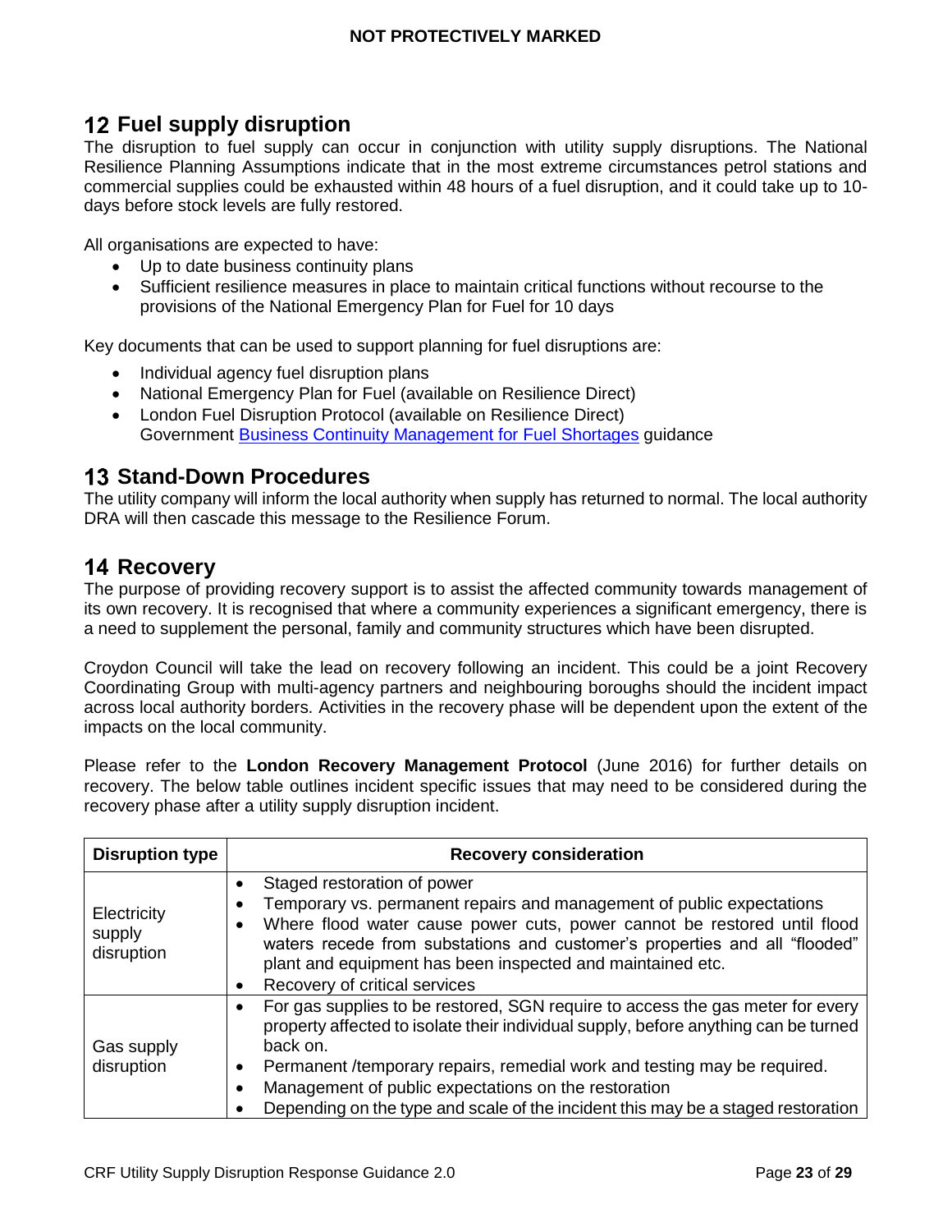## 12 Fuel supply disruption

The disruption to fuel supply can occur in conjunction with utility supply disruptions. The National Resilience Planning Assumptions indicate that in the most extreme circumstances petrol stations and commercial supplies could be exhausted within 48 hours of a fuel disruption, and it could take up to 10-days before stock levels are fully restored.

All organisations are expected to have:

- Up to date business continuity plans
- Sufficient resilience measures in place to maintain critical functions without recourse to the provisions of the National Emergency Plan for Fuel for 10 days

Key documents that can be used to support planning for fuel disruptions are:

- Individual agency fuel disruption plans
- National Emergency Plan for Fuel (available on Resilience Direct)
- London Fuel Disruption Protocol (available on Resilience Direct)
  Government Business Continuity Management for Fuel Shortages guidance

## 13 Stand-Down Procedures

The utility company will inform the local authority when supply has returned to normal. The local authority DRA will then cascade this message to the Resilience Forum.

## 14 Recovery

The purpose of providing recovery support is to assist the affected community towards management of its own recovery. It is recognised that where a community experiences a significant emergency, there is a need to supplement the personal, family and community structures which have been disrupted.

Croydon Council will take the lead on recovery following an incident. This could be a joint Recovery Coordinating Group with multi-agency partners and neighbouring boroughs should the incident impact across local authority borders. Activities in the recovery phase will be dependent upon the extent of the impacts on the local community.

Please refer to the **London Recovery Management Protocol** (June 2016) for further details on recovery. The below table outlines incident specific issues that may need to be considered during the recovery phase after a utility supply disruption incident.

| Disruption type | Recovery consideration |
|---|---|
| Electricity supply disruption | • Staged restoration of power<br>• Temporary vs. permanent repairs and management of public expectations<br>• Where flood water cause power cuts, power cannot be restored until flood waters recede from substations and customer's properties and all "flooded" plant and equipment has been inspected and maintained etc.<br>• Recovery of critical services |
| Gas supply disruption | • For gas supplies to be restored, SGN require to access the gas meter for every property affected to isolate their individual supply, before anything can be turned back on.<br>• Permanent /temporary repairs, remedial work and testing may be required.<br>• Management of public expectations on the restoration<br>• Depending on the type and scale of the incident this may be a staged restoration |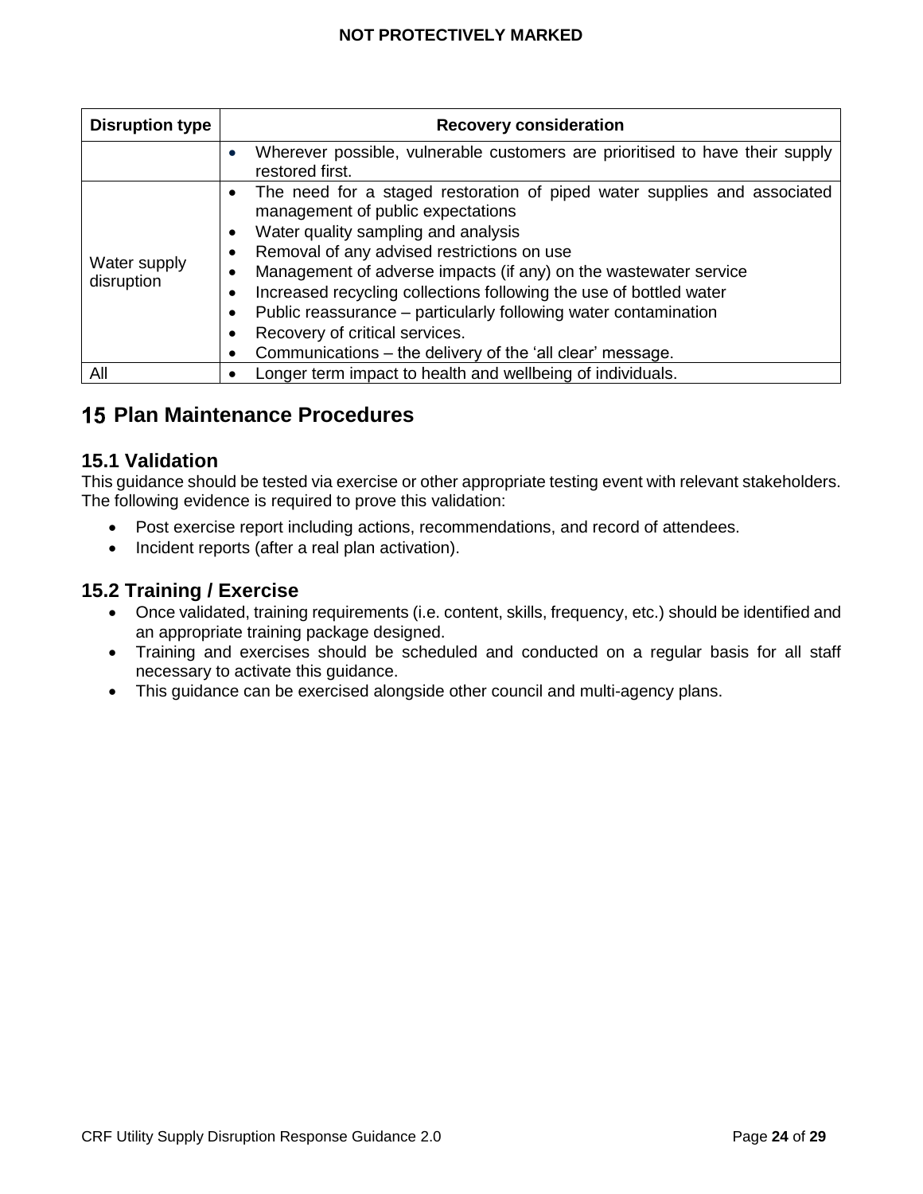| Disruption type | Recovery consideration |
| --- | --- |
| | • Wherever possible, vulnerable customers are prioritised to have their supply restored first. |
| Water supply disruption | • The need for a staged restoration of piped water supplies and associated management of public expectations<br>• Water quality sampling and analysis<br>• Removal of any advised restrictions on use<br>• Management of adverse impacts (if any) on the wastewater service<br>• Increased recycling collections following the use of bottled water<br>• Public reassurance – particularly following water contamination<br>• Recovery of critical services.<br>• Communications – the delivery of the 'all clear' message. |
| All | • Longer term impact to health and wellbeing of individuals. |

# 15 Plan Maintenance Procedures

## 15.1 Validation

This guidance should be tested via exercise or other appropriate testing event with relevant stakeholders. The following evidence is required to prove this validation:

- Post exercise report including actions, recommendations, and record of attendees.
- Incident reports (after a real plan activation).

## 15.2 Training / Exercise

- Once validated, training requirements (i.e. content, skills, frequency, etc.) should be identified and an appropriate training package designed.
- Training and exercises should be scheduled and conducted on a regular basis for all staff necessary to activate this guidance.
- This guidance can be exercised alongside other council and multi-agency plans.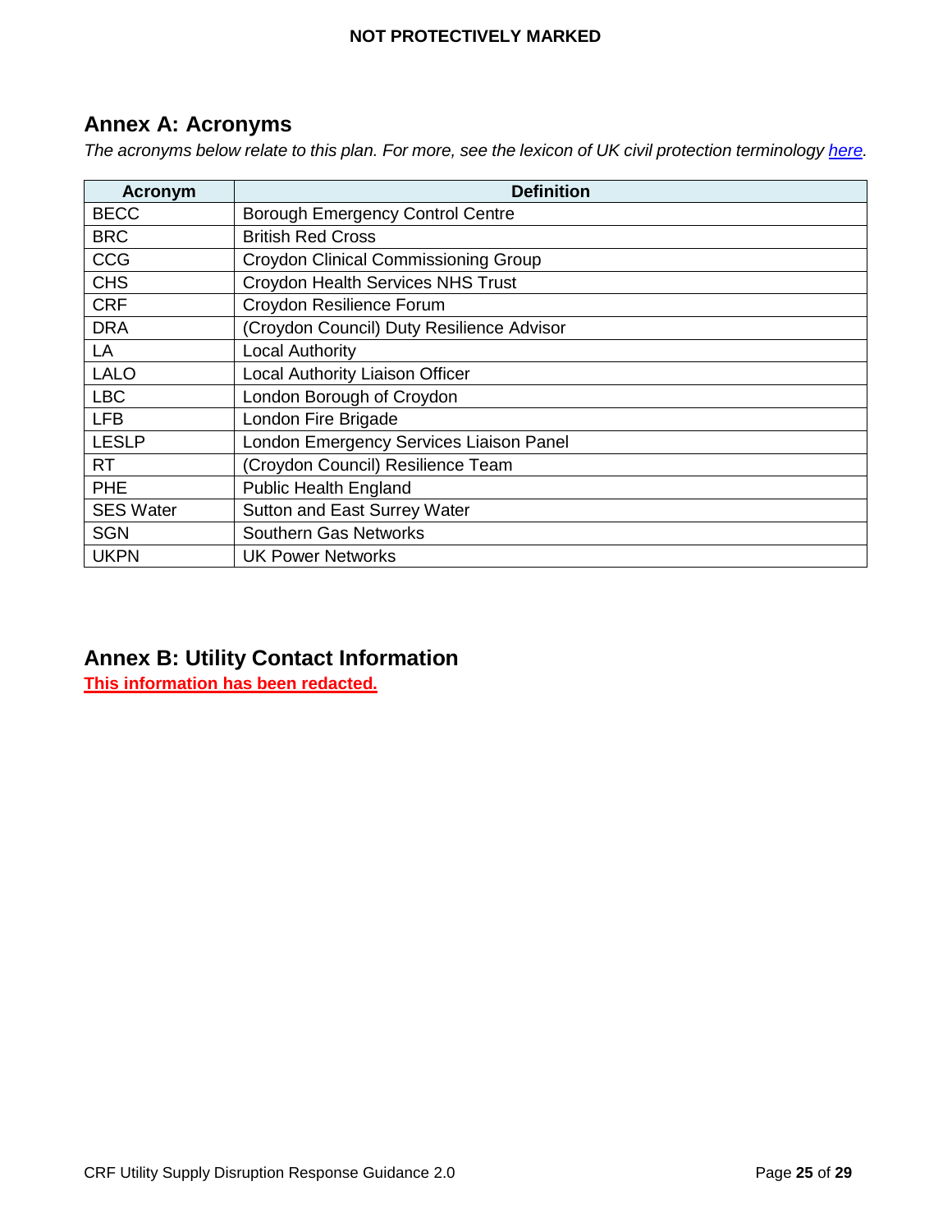## Annex A: Acronyms

*The acronyms below relate to this plan. For more, see the lexicon of UK civil protection terminology [here](here).*

| Acronym | Definition |
|---|---|
| BECC | Borough Emergency Control Centre |
| BRC | British Red Cross |
| CCG | Croydon Clinical Commissioning Group |
| CHS | Croydon Health Services NHS Trust |
| CRF | Croydon Resilience Forum |
| DRA | (Croydon Council) Duty Resilience Advisor |
| LA | Local Authority |
| LALO | Local Authority Liaison Officer |
| LBC | London Borough of Croydon |
| LFB | London Fire Brigade |
| LESLP | London Emergency Services Liaison Panel |
| RT | (Croydon Council) Resilience Team |
| PHE | Public Health England |
| SES Water | Sutton and East Surrey Water |
| SGN | Southern Gas Networks |
| UKPN | UK Power Networks |

## Annex B: Utility Contact Information

**This information has been redacted.**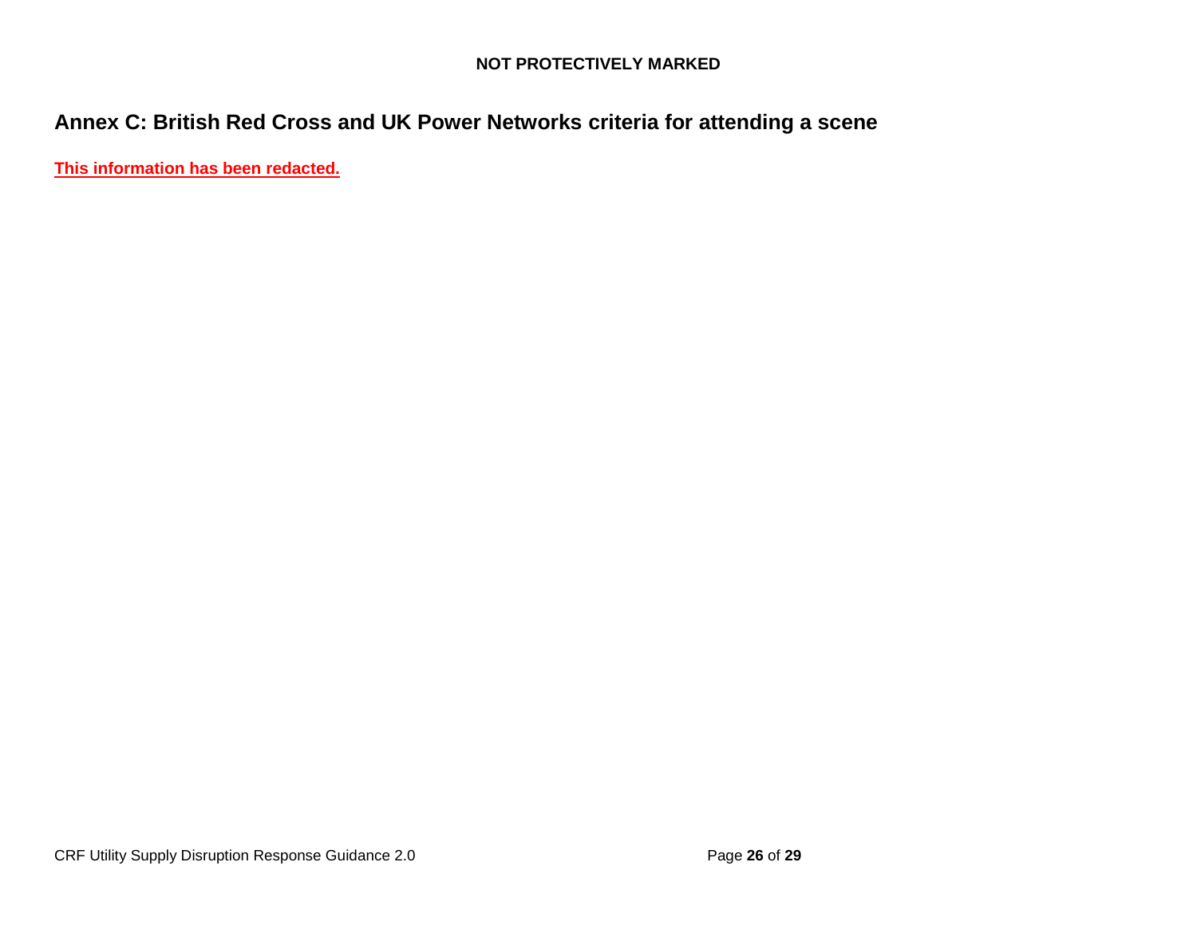## Annex C: British Red Cross and UK Power Networks criteria for attending a scene

**This information has been redacted.**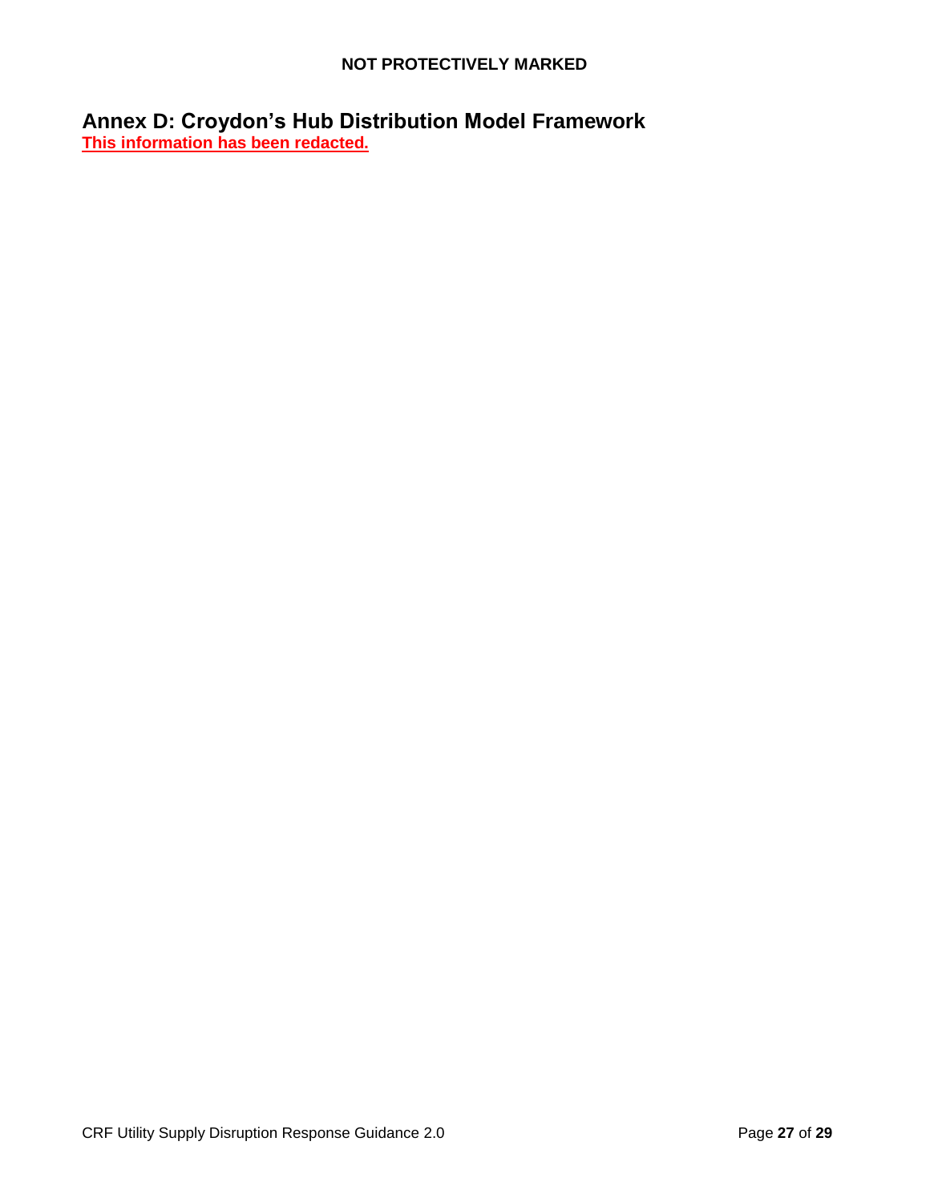# Annex D: Croydon's Hub Distribution Model Framework

**This information has been redacted.**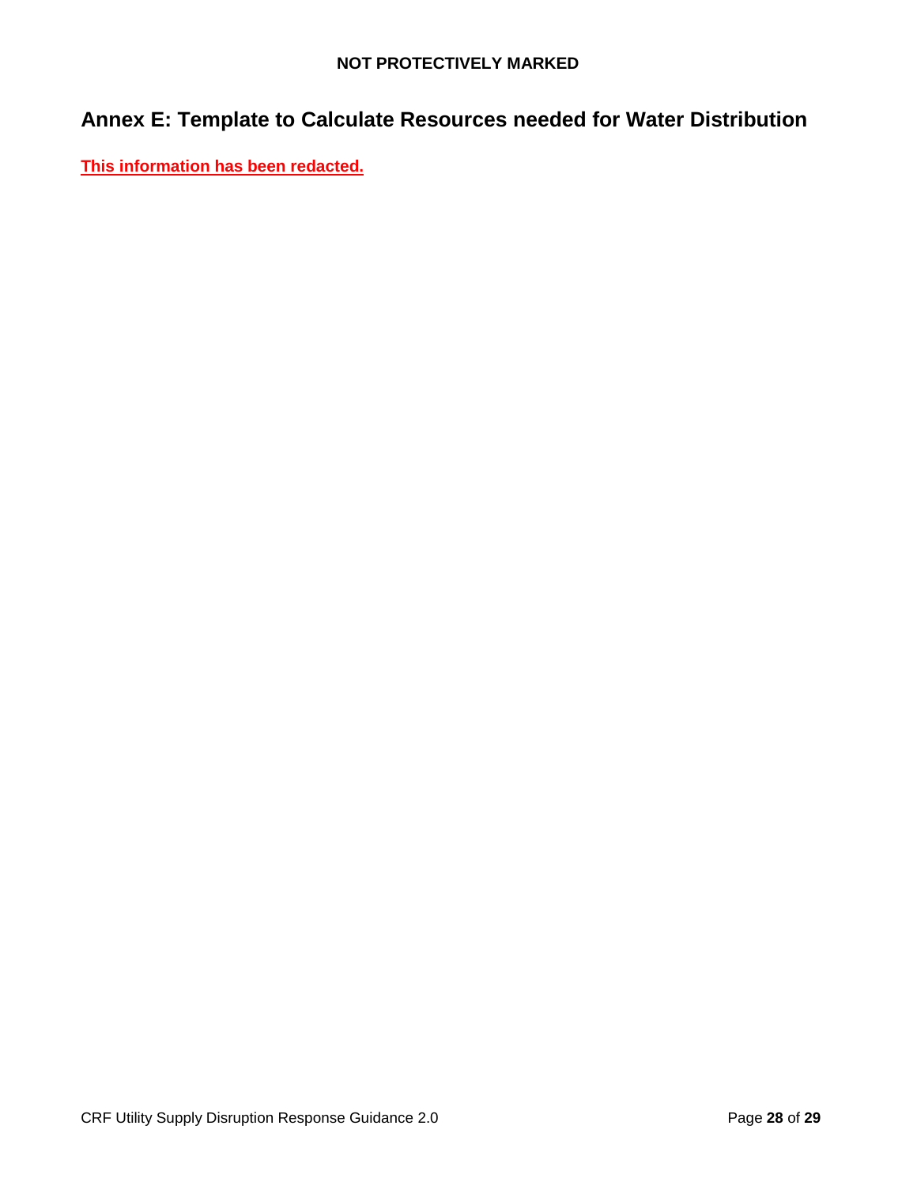# Annex E: Template to Calculate Resources needed for Water Distribution

**This information has been redacted.**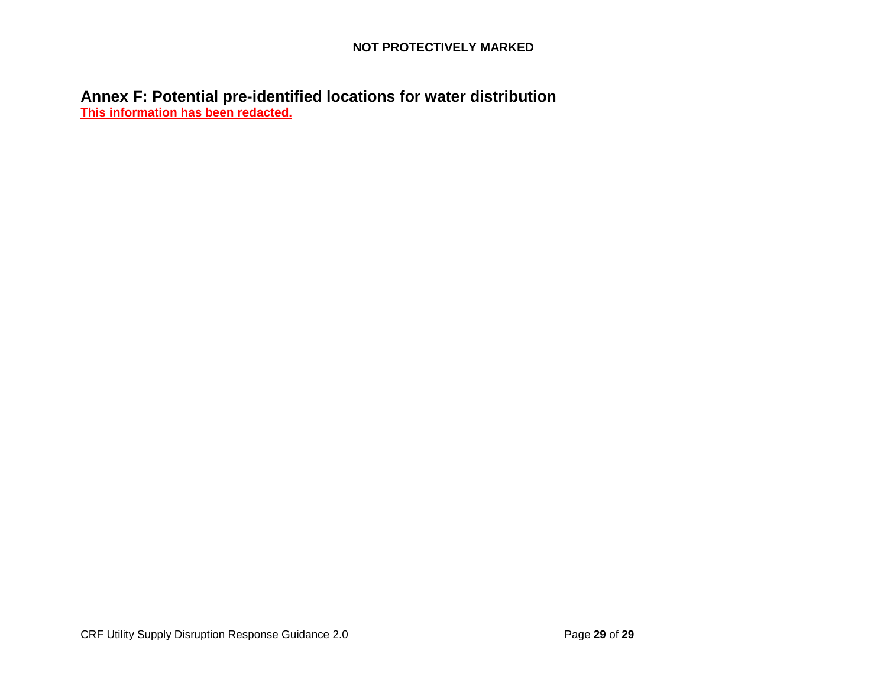# Annex F: Potential pre-identified locations for water distribution

**This information has been redacted.**